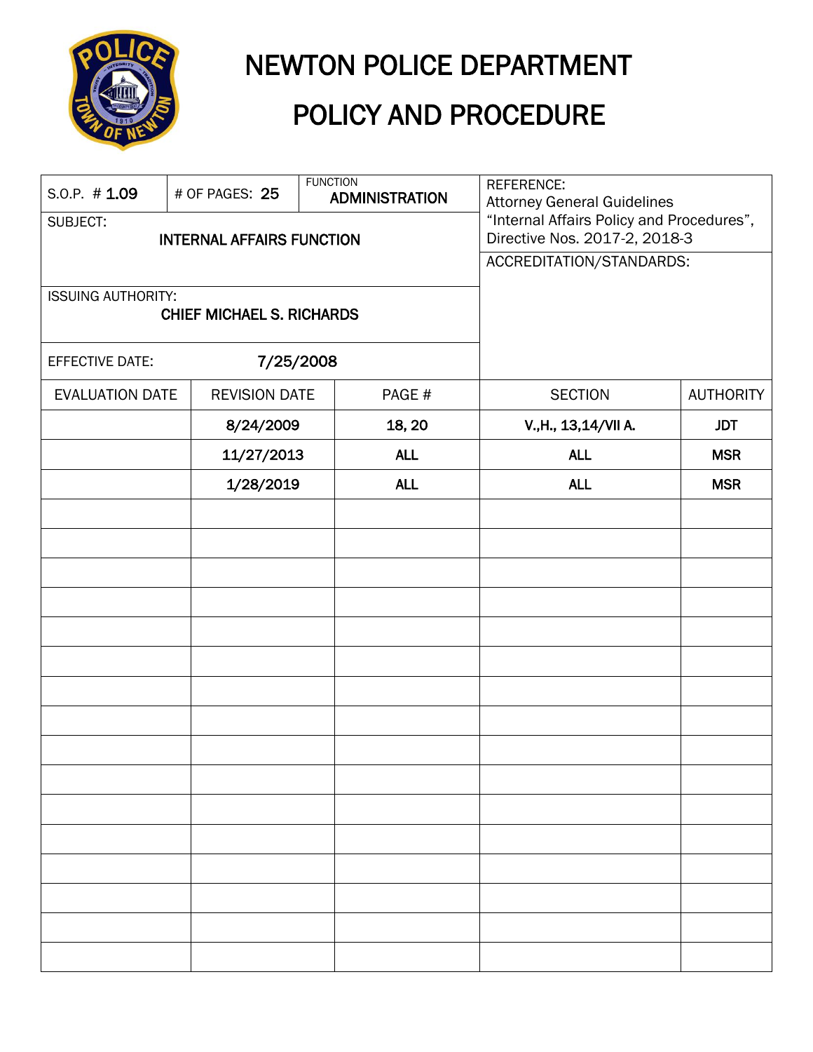# NEWTON POLICE DEPARTMENT

# POLICY AND PROCEDURE

| S.O.P. # **1.09** | # OF PAGES: **25** | FUNCTION **ADMINISTRATION** | REFERENCE: Attorney General Guidelines "Internal Affairs Policy and Procedures", Directive Nos. 2017-2, 2018-3 |
|---|---|---|---|
| SUBJECT: **INTERNAL AFFAIRS FUNCTION** | | | ACCREDITATION/STANDARDS: |
| ISSUING AUTHORITY: **CHIEF MICHAEL S. RICHARDS** | | | |
| EFFECTIVE DATE: **7/25/2008** | | | |

| EVALUATION DATE | REVISION DATE | PAGE # | SECTION | AUTHORITY |
|---|---|---|---|---|
| | 8/24/2009 | 18, 20 | V.,H., 13,14/VII A. | JDT |
| | 11/27/2013 | ALL | ALL | MSR |
| | 1/28/2019 | ALL | ALL | MSR |
| | | | | |
| | | | | |
| | | | | |
| | | | | |
| | | | | |
| | | | | |
| | | | | |
| | | | | |
| | | | | |
| | | | | |
| | | | | |
| | | | | |
| | | | | |
| | | | | |
| | | | | |
| | | | | |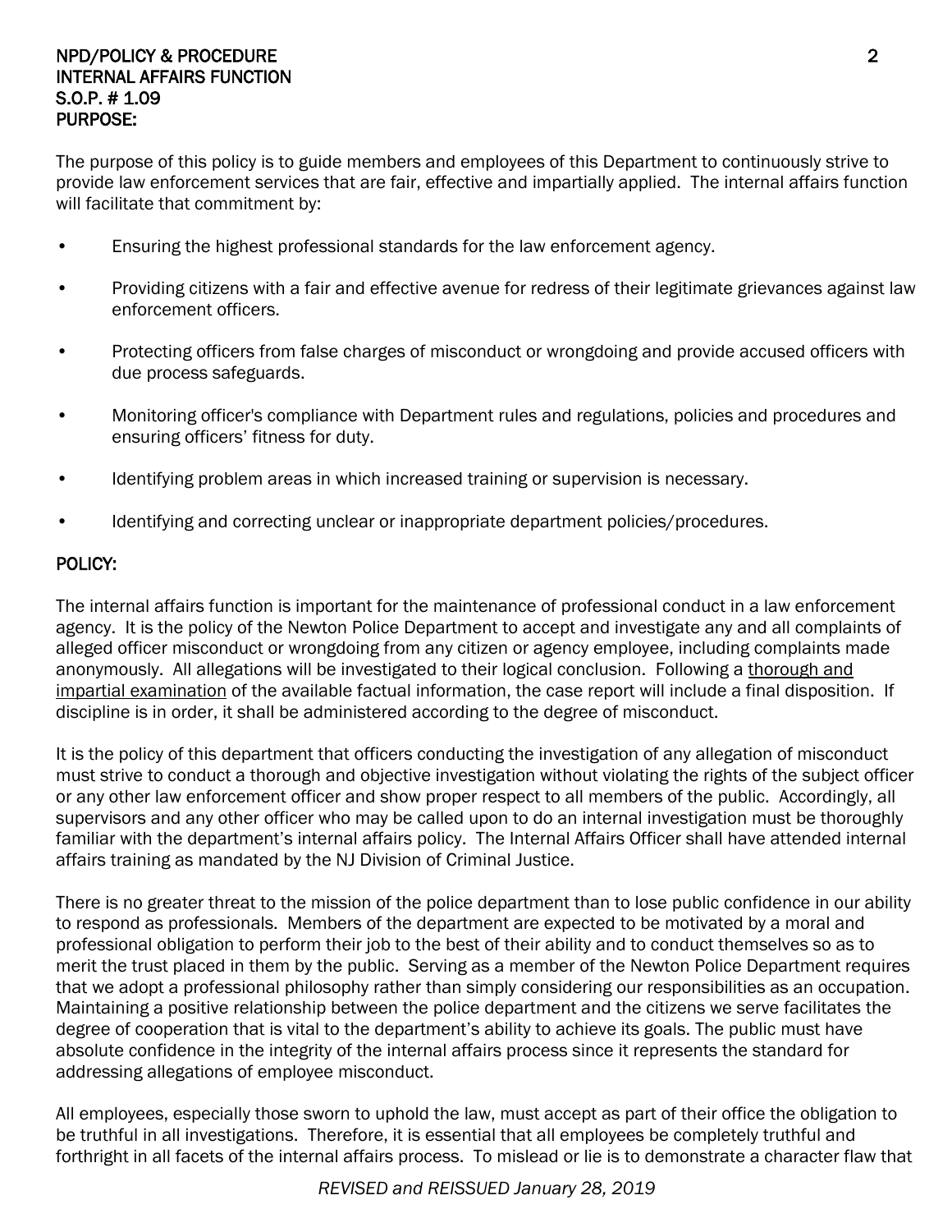## PURPOSE:

The purpose of this policy is to guide members and employees of this Department to continuously strive to provide law enforcement services that are fair, effective and impartially applied. The internal affairs function will facilitate that commitment by:

- Ensuring the highest professional standards for the law enforcement agency.
- Providing citizens with a fair and effective avenue for redress of their legitimate grievances against law enforcement officers.
- Protecting officers from false charges of misconduct or wrongdoing and provide accused officers with due process safeguards.
- Monitoring officer's compliance with Department rules and regulations, policies and procedures and ensuring officers' fitness for duty.
- Identifying problem areas in which increased training or supervision is necessary.
- Identifying and correcting unclear or inappropriate department policies/procedures.

## POLICY:

The internal affairs function is important for the maintenance of professional conduct in a law enforcement agency. It is the policy of the Newton Police Department to accept and investigate any and all complaints of alleged officer misconduct or wrongdoing from any citizen or agency employee, including complaints made anonymously. All allegations will be investigated to their logical conclusion. Following a <u>thorough and impartial examination</u> of the available factual information, the case report will include a final disposition. If discipline is in order, it shall be administered according to the degree of misconduct.

It is the policy of this department that officers conducting the investigation of any allegation of misconduct must strive to conduct a thorough and objective investigation without violating the rights of the subject officer or any other law enforcement officer and show proper respect to all members of the public. Accordingly, all supervisors and any other officer who may be called upon to do an internal investigation must be thoroughly familiar with the department's internal affairs policy. The Internal Affairs Officer shall have attended internal affairs training as mandated by the NJ Division of Criminal Justice.

There is no greater threat to the mission of the police department than to lose public confidence in our ability to respond as professionals. Members of the department are expected to be motivated by a moral and professional obligation to perform their job to the best of their ability and to conduct themselves so as to merit the trust placed in them by the public. Serving as a member of the Newton Police Department requires that we adopt a professional philosophy rather than simply considering our responsibilities as an occupation. Maintaining a positive relationship between the police department and the citizens we serve facilitates the degree of cooperation that is vital to the department's ability to achieve its goals. The public must have absolute confidence in the integrity of the internal affairs process since it represents the standard for addressing allegations of employee misconduct.

All employees, especially those sworn to uphold the law, must accept as part of their office the obligation to be truthful in all investigations. Therefore, it is essential that all employees be completely truthful and forthright in all facets of the internal affairs process. To mislead or lie is to demonstrate a character flaw that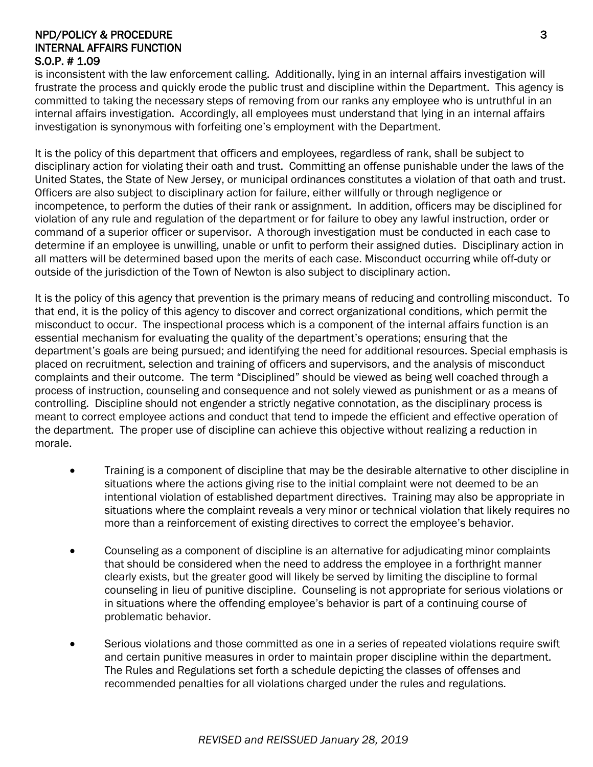is inconsistent with the law enforcement calling. Additionally, lying in an internal affairs investigation will frustrate the process and quickly erode the public trust and discipline within the Department. This agency is committed to taking the necessary steps of removing from our ranks any employee who is untruthful in an internal affairs investigation. Accordingly, all employees must understand that lying in an internal affairs investigation is synonymous with forfeiting one's employment with the Department.

It is the policy of this department that officers and employees, regardless of rank, shall be subject to disciplinary action for violating their oath and trust. Committing an offense punishable under the laws of the United States, the State of New Jersey, or municipal ordinances constitutes a violation of that oath and trust. Officers are also subject to disciplinary action for failure, either willfully or through negligence or incompetence, to perform the duties of their rank or assignment. In addition, officers may be disciplined for violation of any rule and regulation of the department or for failure to obey any lawful instruction, order or command of a superior officer or supervisor. A thorough investigation must be conducted in each case to determine if an employee is unwilling, unable or unfit to perform their assigned duties. Disciplinary action in all matters will be determined based upon the merits of each case. Misconduct occurring while off-duty or outside of the jurisdiction of the Town of Newton is also subject to disciplinary action.

It is the policy of this agency that prevention is the primary means of reducing and controlling misconduct. To that end, it is the policy of this agency to discover and correct organizational conditions, which permit the misconduct to occur. The inspectional process which is a component of the internal affairs function is an essential mechanism for evaluating the quality of the department's operations; ensuring that the department's goals are being pursued; and identifying the need for additional resources. Special emphasis is placed on recruitment, selection and training of officers and supervisors, and the analysis of misconduct complaints and their outcome. The term "Disciplined" should be viewed as being well coached through a process of instruction, counseling and consequence and not solely viewed as punishment or as a means of controlling. Discipline should not engender a strictly negative connotation, as the disciplinary process is meant to correct employee actions and conduct that tend to impede the efficient and effective operation of the department. The proper use of discipline can achieve this objective without realizing a reduction in morale.

- Training is a component of discipline that may be the desirable alternative to other discipline in situations where the actions giving rise to the initial complaint were not deemed to be an intentional violation of established department directives. Training may also be appropriate in situations where the complaint reveals a very minor or technical violation that likely requires no more than a reinforcement of existing directives to correct the employee's behavior.

- Counseling as a component of discipline is an alternative for adjudicating minor complaints that should be considered when the need to address the employee in a forthright manner clearly exists, but the greater good will likely be served by limiting the discipline to formal counseling in lieu of punitive discipline. Counseling is not appropriate for serious violations or in situations where the offending employee's behavior is part of a continuing course of problematic behavior.

- Serious violations and those committed as one in a series of repeated violations require swift and certain punitive measures in order to maintain proper discipline within the department. The Rules and Regulations set forth a schedule depicting the classes of offenses and recommended penalties for all violations charged under the rules and regulations.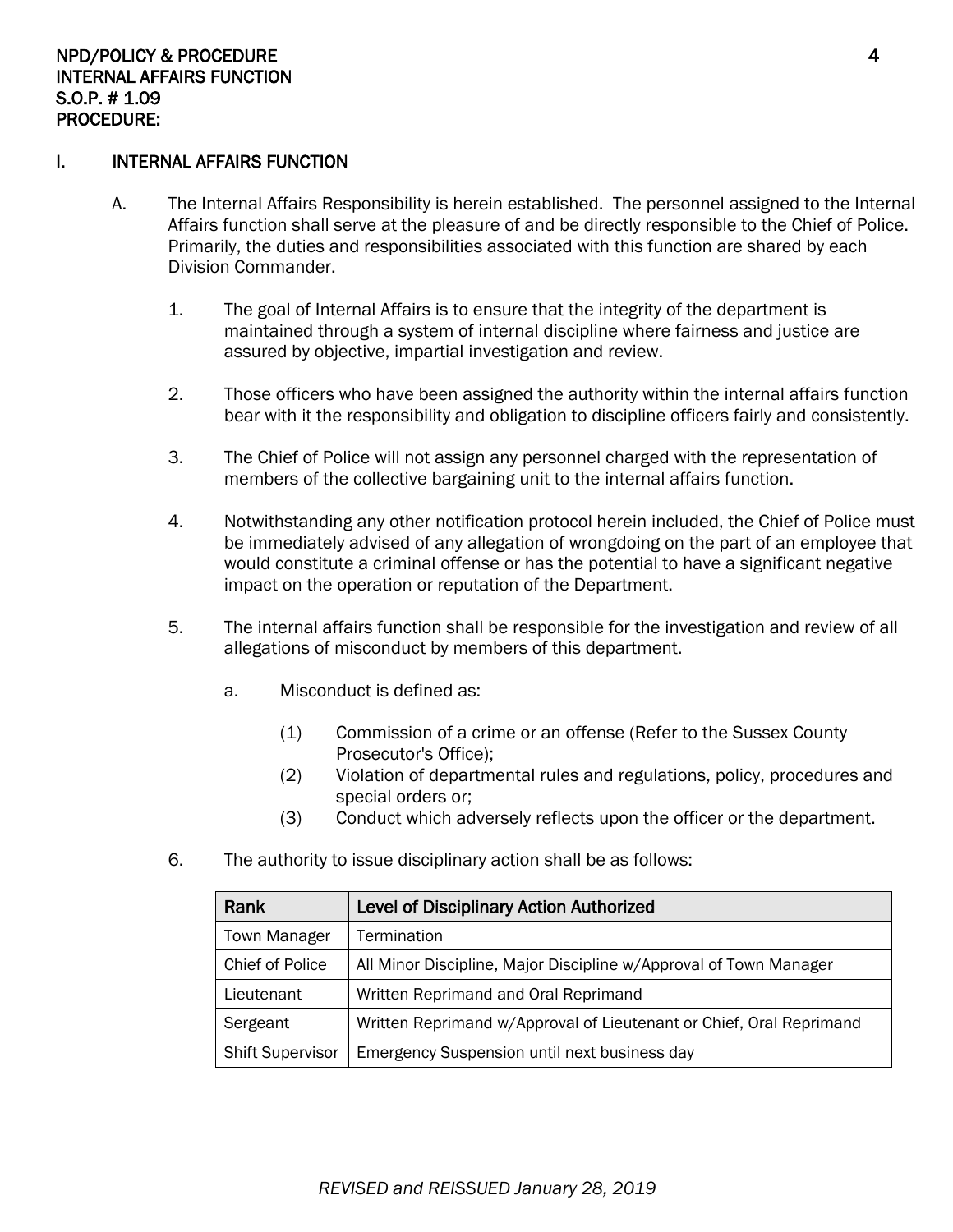PROCEDURE:

## I. INTERNAL AFFAIRS FUNCTION

A. The Internal Affairs Responsibility is herein established. The personnel assigned to the Internal Affairs function shall serve at the pleasure of and be directly responsible to the Chief of Police. Primarily, the duties and responsibilities associated with this function are shared by each Division Commander.

1. The goal of Internal Affairs is to ensure that the integrity of the department is maintained through a system of internal discipline where fairness and justice are assured by objective, impartial investigation and review.

2. Those officers who have been assigned the authority within the internal affairs function bear with it the responsibility and obligation to discipline officers fairly and consistently.

3. The Chief of Police will not assign any personnel charged with the representation of members of the collective bargaining unit to the internal affairs function.

4. Notwithstanding any other notification protocol herein included, the Chief of Police must be immediately advised of any allegation of wrongdoing on the part of an employee that would constitute a criminal offense or has the potential to have a significant negative impact on the operation or reputation of the Department.

5. The internal affairs function shall be responsible for the investigation and review of all allegations of misconduct by members of this department.

   a. Misconduct is defined as:

      (1) Commission of a crime or an offense (Refer to the Sussex County Prosecutor's Office);
      (2) Violation of departmental rules and regulations, policy, procedures and special orders or;
      (3) Conduct which adversely reflects upon the officer or the department.

6. The authority to issue disciplinary action shall be as follows:

| Rank | Level of Disciplinary Action Authorized |
|---|---|
| Town Manager | Termination |
| Chief of Police | All Minor Discipline, Major Discipline w/Approval of Town Manager |
| Lieutenant | Written Reprimand and Oral Reprimand |
| Sergeant | Written Reprimand w/Approval of Lieutenant or Chief, Oral Reprimand |
| Shift Supervisor | Emergency Suspension until next business day |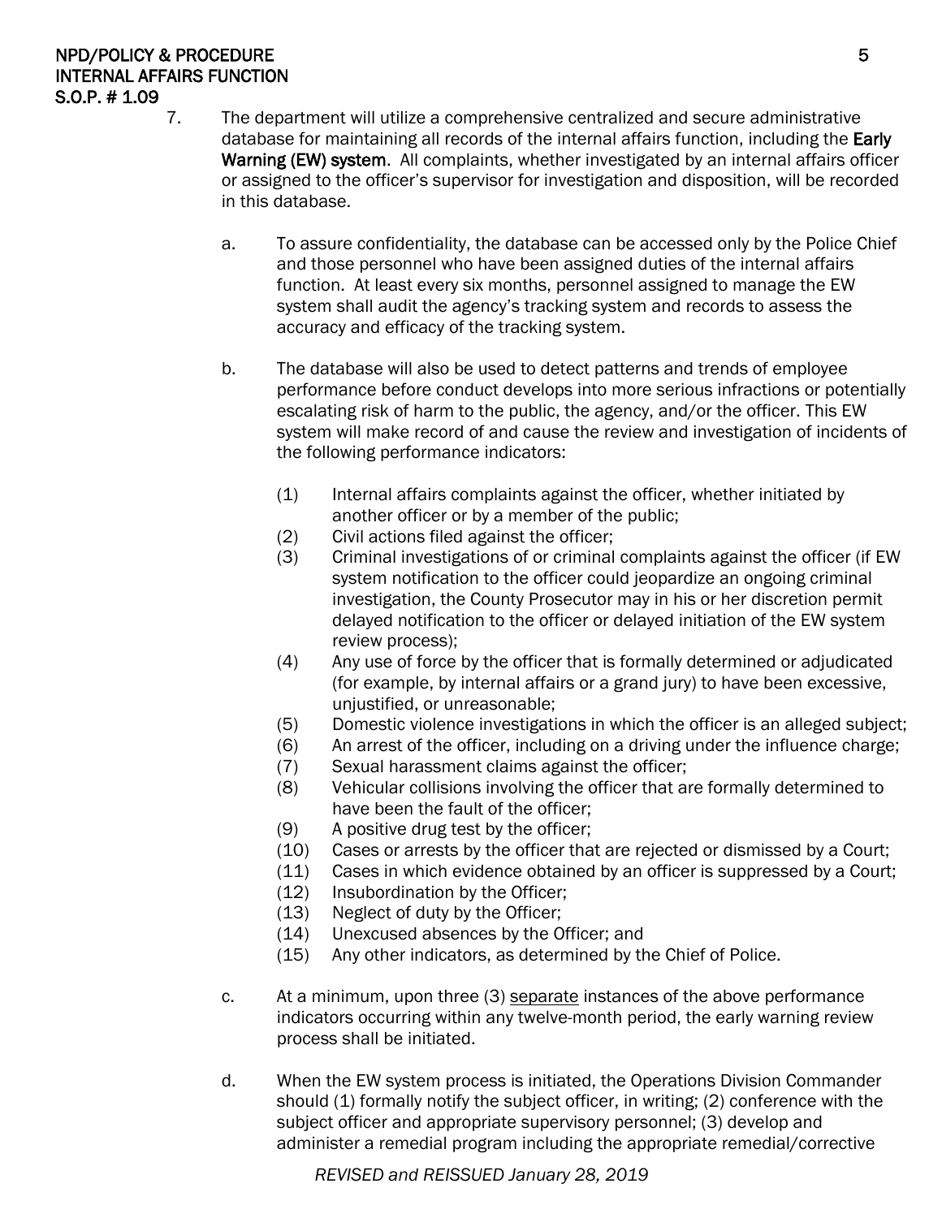7. The department will utilize a comprehensive centralized and secure administrative database for maintaining all records of the internal affairs function, including the **Early Warning (EW) system**. All complaints, whether investigated by an internal affairs officer or assigned to the officer's supervisor for investigation and disposition, will be recorded in this database.

   a. To assure confidentiality, the database can be accessed only by the Police Chief and those personnel who have been assigned duties of the internal affairs function. At least every six months, personnel assigned to manage the EW system shall audit the agency's tracking system and records to assess the accuracy and efficacy of the tracking system.

   b. The database will also be used to detect patterns and trends of employee performance before conduct develops into more serious infractions or potentially escalating risk of harm to the public, the agency, and/or the officer. This EW system will make record of and cause the review and investigation of incidents of the following performance indicators:

      (1) Internal affairs complaints against the officer, whether initiated by another officer or by a member of the public;
      (2) Civil actions filed against the officer;
      (3) Criminal investigations of or criminal complaints against the officer (if EW system notification to the officer could jeopardize an ongoing criminal investigation, the County Prosecutor may in his or her discretion permit delayed notification to the officer or delayed initiation of the EW system review process);
      (4) Any use of force by the officer that is formally determined or adjudicated (for example, by internal affairs or a grand jury) to have been excessive, unjustified, or unreasonable;
      (5) Domestic violence investigations in which the officer is an alleged subject;
      (6) An arrest of the officer, including on a driving under the influence charge;
      (7) Sexual harassment claims against the officer;
      (8) Vehicular collisions involving the officer that are formally determined to have been the fault of the officer;
      (9) A positive drug test by the officer;
      (10) Cases or arrests by the officer that are rejected or dismissed by a Court;
      (11) Cases in which evidence obtained by an officer is suppressed by a Court;
      (12) Insubordination by the Officer;
      (13) Neglect of duty by the Officer;
      (14) Unexcused absences by the Officer; and
      (15) Any other indicators, as determined by the Chief of Police.

   c. At a minimum, upon three (3) <u>separate</u> instances of the above performance indicators occurring within any twelve-month period, the early warning review process shall be initiated.

   d. When the EW system process is initiated, the Operations Division Commander should (1) formally notify the subject officer, in writing; (2) conference with the subject officer and appropriate supervisory personnel; (3) develop and administer a remedial program including the appropriate remedial/corrective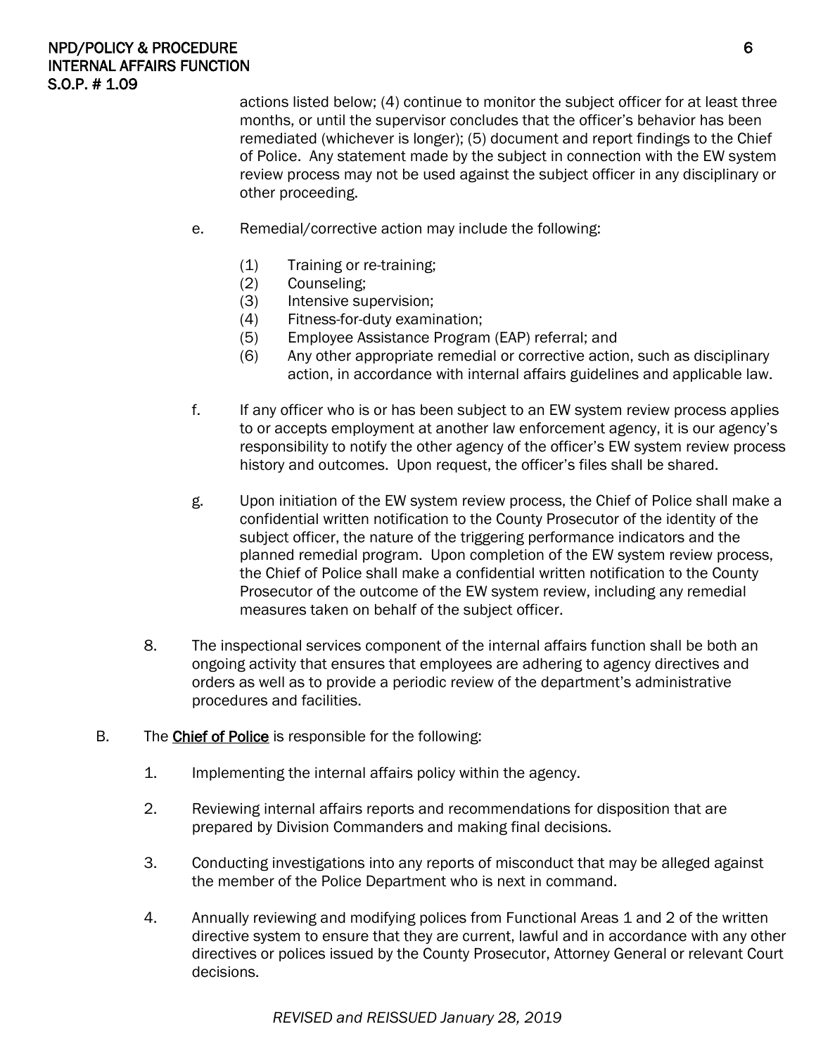actions listed below; (4) continue to monitor the subject officer for at least three months, or until the supervisor concludes that the officer's behavior has been remediated (whichever is longer); (5) document and report findings to the Chief of Police. Any statement made by the subject in connection with the EW system review process may not be used against the subject officer in any disciplinary or other proceeding.

e. Remedial/corrective action may include the following:

   (1) Training or re-training;
   (2) Counseling;
   (3) Intensive supervision;
   (4) Fitness-for-duty examination;
   (5) Employee Assistance Program (EAP) referral; and
   (6) Any other appropriate remedial or corrective action, such as disciplinary action, in accordance with internal affairs guidelines and applicable law.

f. If any officer who is or has been subject to an EW system review process applies to or accepts employment at another law enforcement agency, it is our agency's responsibility to notify the other agency of the officer's EW system review process history and outcomes. Upon request, the officer's files shall be shared.

g. Upon initiation of the EW system review process, the Chief of Police shall make a confidential written notification to the County Prosecutor of the identity of the subject officer, the nature of the triggering performance indicators and the planned remedial program. Upon completion of the EW system review process, the Chief of Police shall make a confidential written notification to the County Prosecutor of the outcome of the EW system review, including any remedial measures taken on behalf of the subject officer.

8. The inspectional services component of the internal affairs function shall be both an ongoing activity that ensures that employees are adhering to agency directives and orders as well as to provide a periodic review of the department's administrative procedures and facilities.

B. The **Chief of Police** is responsible for the following:

1. Implementing the internal affairs policy within the agency.

2. Reviewing internal affairs reports and recommendations for disposition that are prepared by Division Commanders and making final decisions.

3. Conducting investigations into any reports of misconduct that may be alleged against the member of the Police Department who is next in command.

4. Annually reviewing and modifying polices from Functional Areas 1 and 2 of the written directive system to ensure that they are current, lawful and in accordance with any other directives or polices issued by the County Prosecutor, Attorney General or relevant Court decisions.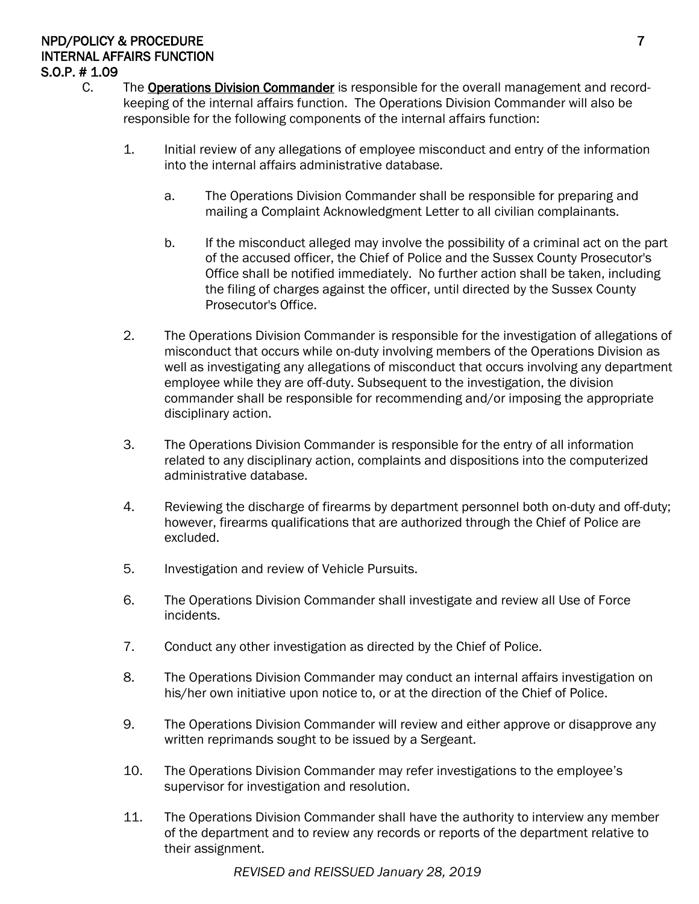C. The **Operations Division Commander** is responsible for the overall management and record-keeping of the internal affairs function. The Operations Division Commander will also be responsible for the following components of the internal affairs function:

1. Initial review of any allegations of employee misconduct and entry of the information into the internal affairs administrative database.

   a. The Operations Division Commander shall be responsible for preparing and mailing a Complaint Acknowledgment Letter to all civilian complainants.

   b. If the misconduct alleged may involve the possibility of a criminal act on the part of the accused officer, the Chief of Police and the Sussex County Prosecutor's Office shall be notified immediately. No further action shall be taken, including the filing of charges against the officer, until directed by the Sussex County Prosecutor's Office.

2. The Operations Division Commander is responsible for the investigation of allegations of misconduct that occurs while on-duty involving members of the Operations Division as well as investigating any allegations of misconduct that occurs involving any department employee while they are off-duty. Subsequent to the investigation, the division commander shall be responsible for recommending and/or imposing the appropriate disciplinary action.

3. The Operations Division Commander is responsible for the entry of all information related to any disciplinary action, complaints and dispositions into the computerized administrative database.

4. Reviewing the discharge of firearms by department personnel both on-duty and off-duty; however, firearms qualifications that are authorized through the Chief of Police are excluded.

5. Investigation and review of Vehicle Pursuits.

6. The Operations Division Commander shall investigate and review all Use of Force incidents.

7. Conduct any other investigation as directed by the Chief of Police.

8. The Operations Division Commander may conduct an internal affairs investigation on his/her own initiative upon notice to, or at the direction of the Chief of Police.

9. The Operations Division Commander will review and either approve or disapprove any written reprimands sought to be issued by a Sergeant.

10. The Operations Division Commander may refer investigations to the employee's supervisor for investigation and resolution.

11. The Operations Division Commander shall have the authority to interview any member of the department and to review any records or reports of the department relative to their assignment.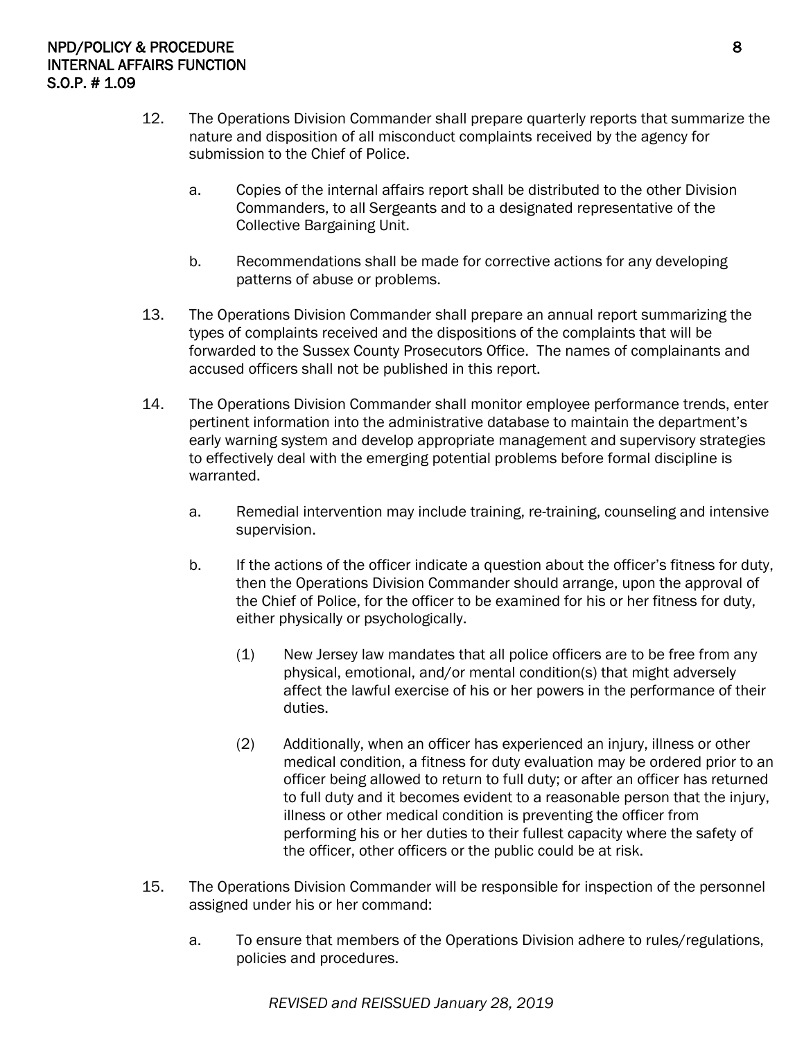12. The Operations Division Commander shall prepare quarterly reports that summarize the nature and disposition of all misconduct complaints received by the agency for submission to the Chief of Police.

    a. Copies of the internal affairs report shall be distributed to the other Division Commanders, to all Sergeants and to a designated representative of the Collective Bargaining Unit.

    b. Recommendations shall be made for corrective actions for any developing patterns of abuse or problems.

13. The Operations Division Commander shall prepare an annual report summarizing the types of complaints received and the dispositions of the complaints that will be forwarded to the Sussex County Prosecutors Office. The names of complainants and accused officers shall not be published in this report.

14. The Operations Division Commander shall monitor employee performance trends, enter pertinent information into the administrative database to maintain the department's early warning system and develop appropriate management and supervisory strategies to effectively deal with the emerging potential problems before formal discipline is warranted.

    a. Remedial intervention may include training, re-training, counseling and intensive supervision.

    b. If the actions of the officer indicate a question about the officer's fitness for duty, then the Operations Division Commander should arrange, upon the approval of the Chief of Police, for the officer to be examined for his or her fitness for duty, either physically or psychologically.

        (1) New Jersey law mandates that all police officers are to be free from any physical, emotional, and/or mental condition(s) that might adversely affect the lawful exercise of his or her powers in the performance of their duties.

        (2) Additionally, when an officer has experienced an injury, illness or other medical condition, a fitness for duty evaluation may be ordered prior to an officer being allowed to return to full duty; or after an officer has returned to full duty and it becomes evident to a reasonable person that the injury, illness or other medical condition is preventing the officer from performing his or her duties to their fullest capacity where the safety of the officer, other officers or the public could be at risk.

15. The Operations Division Commander will be responsible for inspection of the personnel assigned under his or her command:

    a. To ensure that members of the Operations Division adhere to rules/regulations, policies and procedures.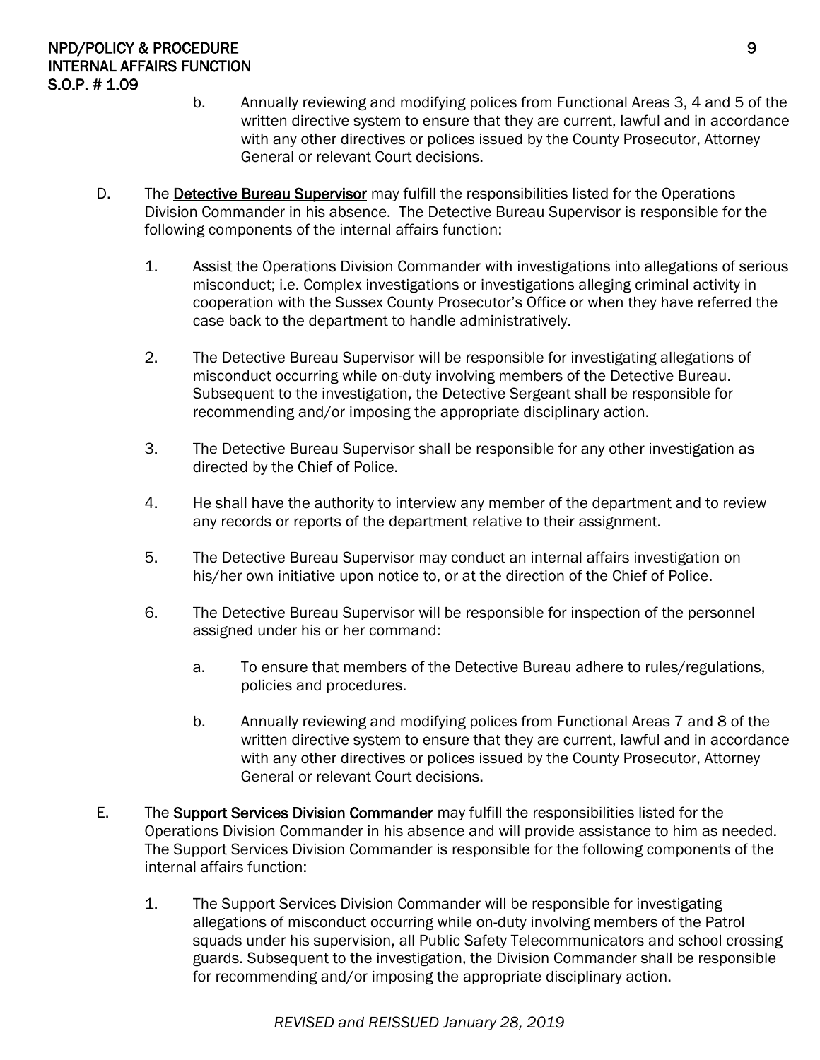b. Annually reviewing and modifying polices from Functional Areas 3, 4 and 5 of the written directive system to ensure that they are current, lawful and in accordance with any other directives or polices issued by the County Prosecutor, Attorney General or relevant Court decisions.

D. The **Detective Bureau Supervisor** may fulfill the responsibilities listed for the Operations Division Commander in his absence. The Detective Bureau Supervisor is responsible for the following components of the internal affairs function:

1. Assist the Operations Division Commander with investigations into allegations of serious misconduct; i.e. Complex investigations or investigations alleging criminal activity in cooperation with the Sussex County Prosecutor's Office or when they have referred the case back to the department to handle administratively.

2. The Detective Bureau Supervisor will be responsible for investigating allegations of misconduct occurring while on-duty involving members of the Detective Bureau. Subsequent to the investigation, the Detective Sergeant shall be responsible for recommending and/or imposing the appropriate disciplinary action.

3. The Detective Bureau Supervisor shall be responsible for any other investigation as directed by the Chief of Police.

4. He shall have the authority to interview any member of the department and to review any records or reports of the department relative to their assignment.

5. The Detective Bureau Supervisor may conduct an internal affairs investigation on his/her own initiative upon notice to, or at the direction of the Chief of Police.

6. The Detective Bureau Supervisor will be responsible for inspection of the personnel assigned under his or her command:

   a. To ensure that members of the Detective Bureau adhere to rules/regulations, policies and procedures.

   b. Annually reviewing and modifying polices from Functional Areas 7 and 8 of the written directive system to ensure that they are current, lawful and in accordance with any other directives or polices issued by the County Prosecutor, Attorney General or relevant Court decisions.

E. The **Support Services Division Commander** may fulfill the responsibilities listed for the Operations Division Commander in his absence and will provide assistance to him as needed. The Support Services Division Commander is responsible for the following components of the internal affairs function:

1. The Support Services Division Commander will be responsible for investigating allegations of misconduct occurring while on-duty involving members of the Patrol squads under his supervision, all Public Safety Telecommunicators and school crossing guards. Subsequent to the investigation, the Division Commander shall be responsible for recommending and/or imposing the appropriate disciplinary action.

*REVISED and REISSUED January 28, 2019*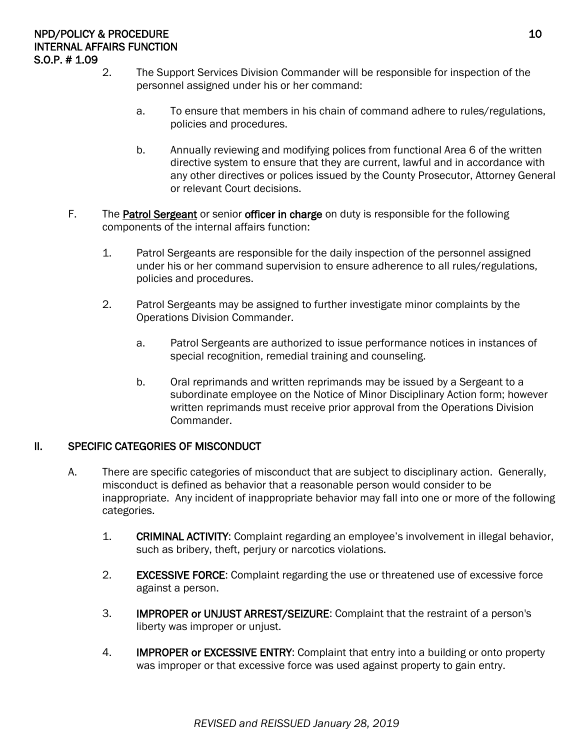2. The Support Services Division Commander will be responsible for inspection of the personnel assigned under his or her command:

   a. To ensure that members in his chain of command adhere to rules/regulations, policies and procedures.

   b. Annually reviewing and modifying polices from functional Area 6 of the written directive system to ensure that they are current, lawful and in accordance with any other directives or polices issued by the County Prosecutor, Attorney General or relevant Court decisions.

F. The **Patrol Sergeant** or senior **officer in charge** on duty is responsible for the following components of the internal affairs function:

1. Patrol Sergeants are responsible for the daily inspection of the personnel assigned under his or her command supervision to ensure adherence to all rules/regulations, policies and procedures.

2. Patrol Sergeants may be assigned to further investigate minor complaints by the Operations Division Commander.

   a. Patrol Sergeants are authorized to issue performance notices in instances of special recognition, remedial training and counseling.

   b. Oral reprimands and written reprimands may be issued by a Sergeant to a subordinate employee on the Notice of Minor Disciplinary Action form; however written reprimands must receive prior approval from the Operations Division Commander.

## II. SPECIFIC CATEGORIES OF MISCONDUCT

A. There are specific categories of misconduct that are subject to disciplinary action. Generally, misconduct is defined as behavior that a reasonable person would consider to be inappropriate. Any incident of inappropriate behavior may fall into one or more of the following categories.

1. **CRIMINAL ACTIVITY**: Complaint regarding an employee's involvement in illegal behavior, such as bribery, theft, perjury or narcotics violations.

2. **EXCESSIVE FORCE**: Complaint regarding the use or threatened use of excessive force against a person.

3. **IMPROPER or UNJUST ARREST/SEIZURE**: Complaint that the restraint of a person's liberty was improper or unjust.

4. **IMPROPER or EXCESSIVE ENTRY**: Complaint that entry into a building or onto property was improper or that excessive force was used against property to gain entry.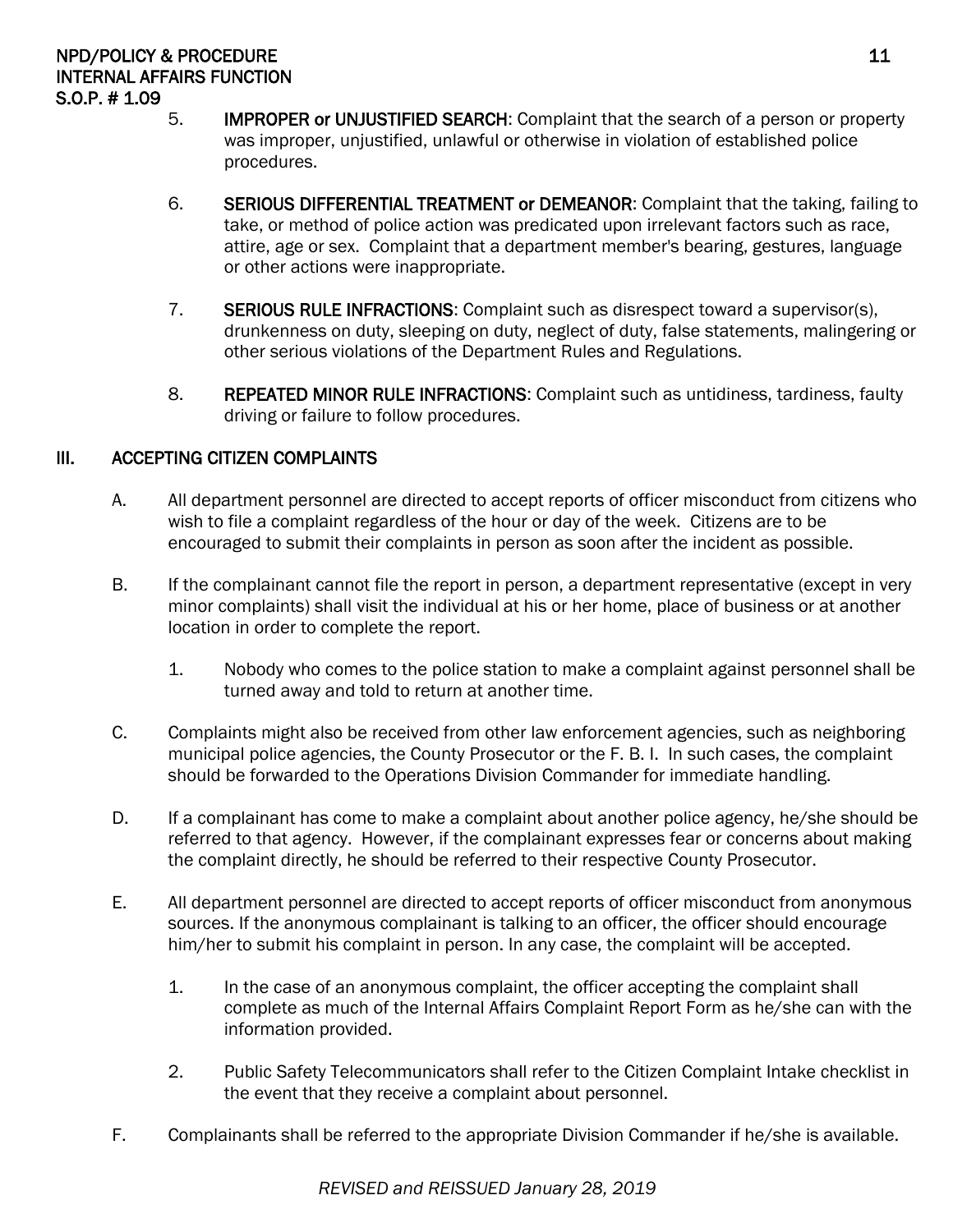5. **IMPROPER or UNJUSTIFIED SEARCH**: Complaint that the search of a person or property was improper, unjustified, unlawful or otherwise in violation of established police procedures.

6. **SERIOUS DIFFERENTIAL TREATMENT or DEMEANOR**: Complaint that the taking, failing to take, or method of police action was predicated upon irrelevant factors such as race, attire, age or sex. Complaint that a department member's bearing, gestures, language or other actions were inappropriate.

7. **SERIOUS RULE INFRACTIONS**: Complaint such as disrespect toward a supervisor(s), drunkenness on duty, sleeping on duty, neglect of duty, false statements, malingering or other serious violations of the Department Rules and Regulations.

8. **REPEATED MINOR RULE INFRACTIONS**: Complaint such as untidiness, tardiness, faulty driving or failure to follow procedures.

## III. ACCEPTING CITIZEN COMPLAINTS

A. All department personnel are directed to accept reports of officer misconduct from citizens who wish to file a complaint regardless of the hour or day of the week. Citizens are to be encouraged to submit their complaints in person as soon after the incident as possible.

B. If the complainant cannot file the report in person, a department representative (except in very minor complaints) shall visit the individual at his or her home, place of business or at another location in order to complete the report.

   1. Nobody who comes to the police station to make a complaint against personnel shall be turned away and told to return at another time.

C. Complaints might also be received from other law enforcement agencies, such as neighboring municipal police agencies, the County Prosecutor or the F. B. I. In such cases, the complaint should be forwarded to the Operations Division Commander for immediate handling.

D. If a complainant has come to make a complaint about another police agency, he/she should be referred to that agency. However, if the complainant expresses fear or concerns about making the complaint directly, he should be referred to their respective County Prosecutor.

E. All department personnel are directed to accept reports of officer misconduct from anonymous sources. If the anonymous complainant is talking to an officer, the officer should encourage him/her to submit his complaint in person. In any case, the complaint will be accepted.

   1. In the case of an anonymous complaint, the officer accepting the complaint shall complete as much of the Internal Affairs Complaint Report Form as he/she can with the information provided.

   2. Public Safety Telecommunicators shall refer to the Citizen Complaint Intake checklist in the event that they receive a complaint about personnel.

F. Complainants shall be referred to the appropriate Division Commander if he/she is available.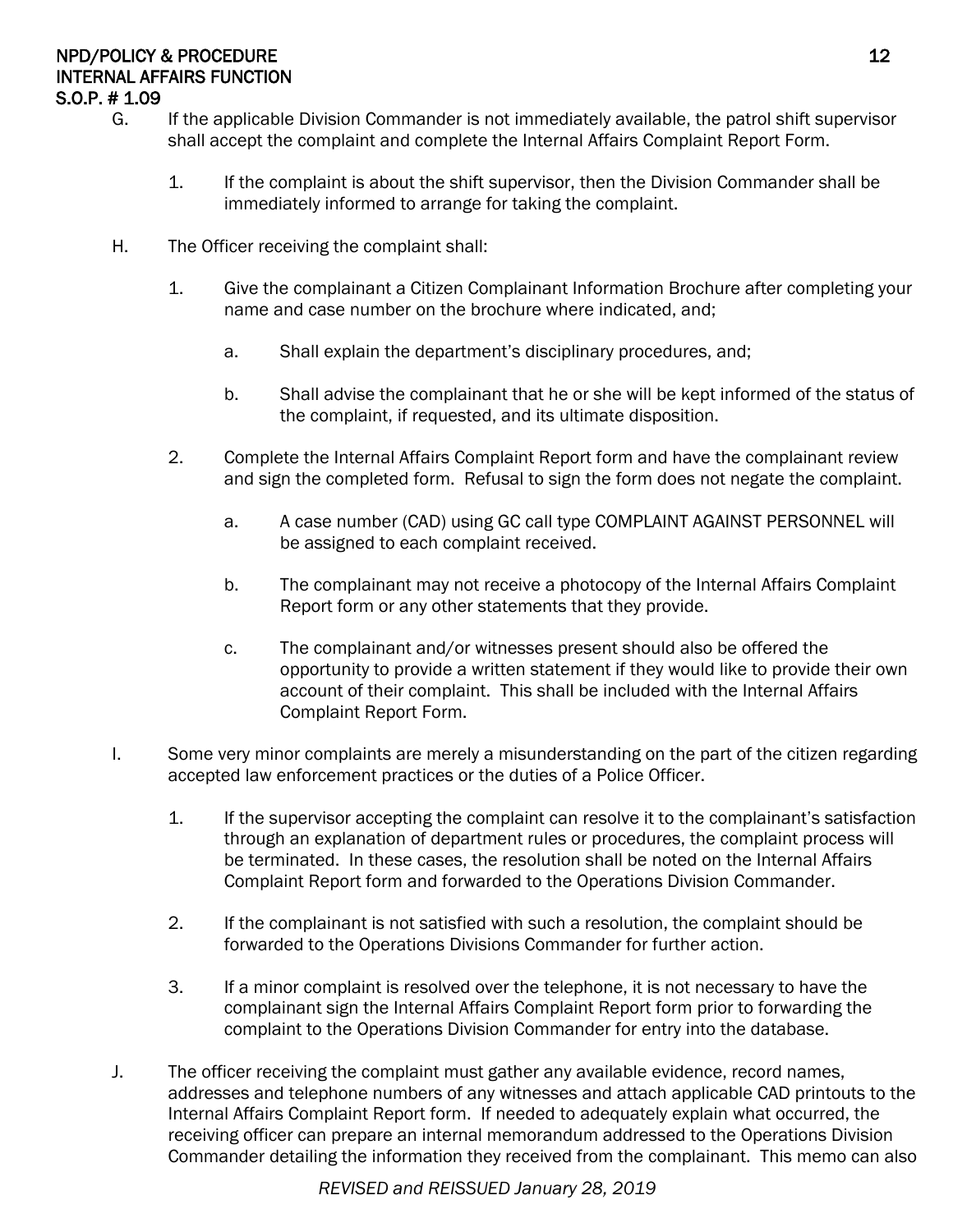G. If the applicable Division Commander is not immediately available, the patrol shift supervisor shall accept the complaint and complete the Internal Affairs Complaint Report Form.

   1. If the complaint is about the shift supervisor, then the Division Commander shall be immediately informed to arrange for taking the complaint.

H. The Officer receiving the complaint shall:

   1. Give the complainant a Citizen Complainant Information Brochure after completing your name and case number on the brochure where indicated, and;

      a. Shall explain the department's disciplinary procedures, and;

      b. Shall advise the complainant that he or she will be kept informed of the status of the complaint, if requested, and its ultimate disposition.

   2. Complete the Internal Affairs Complaint Report form and have the complainant review and sign the completed form. Refusal to sign the form does not negate the complaint.

      a. A case number (CAD) using GC call type COMPLAINT AGAINST PERSONNEL will be assigned to each complaint received.

      b. The complainant may not receive a photocopy of the Internal Affairs Complaint Report form or any other statements that they provide.

      c. The complainant and/or witnesses present should also be offered the opportunity to provide a written statement if they would like to provide their own account of their complaint. This shall be included with the Internal Affairs Complaint Report Form.

I. Some very minor complaints are merely a misunderstanding on the part of the citizen regarding accepted law enforcement practices or the duties of a Police Officer.

   1. If the supervisor accepting the complaint can resolve it to the complainant's satisfaction through an explanation of department rules or procedures, the complaint process will be terminated. In these cases, the resolution shall be noted on the Internal Affairs Complaint Report form and forwarded to the Operations Division Commander.

   2. If the complainant is not satisfied with such a resolution, the complaint should be forwarded to the Operations Divisions Commander for further action.

   3. If a minor complaint is resolved over the telephone, it is not necessary to have the complainant sign the Internal Affairs Complaint Report form prior to forwarding the complaint to the Operations Division Commander for entry into the database.

J. The officer receiving the complaint must gather any available evidence, record names, addresses and telephone numbers of any witnesses and attach applicable CAD printouts to the Internal Affairs Complaint Report form. If needed to adequately explain what occurred, the receiving officer can prepare an internal memorandum addressed to the Operations Division Commander detailing the information they received from the complainant. This memo can also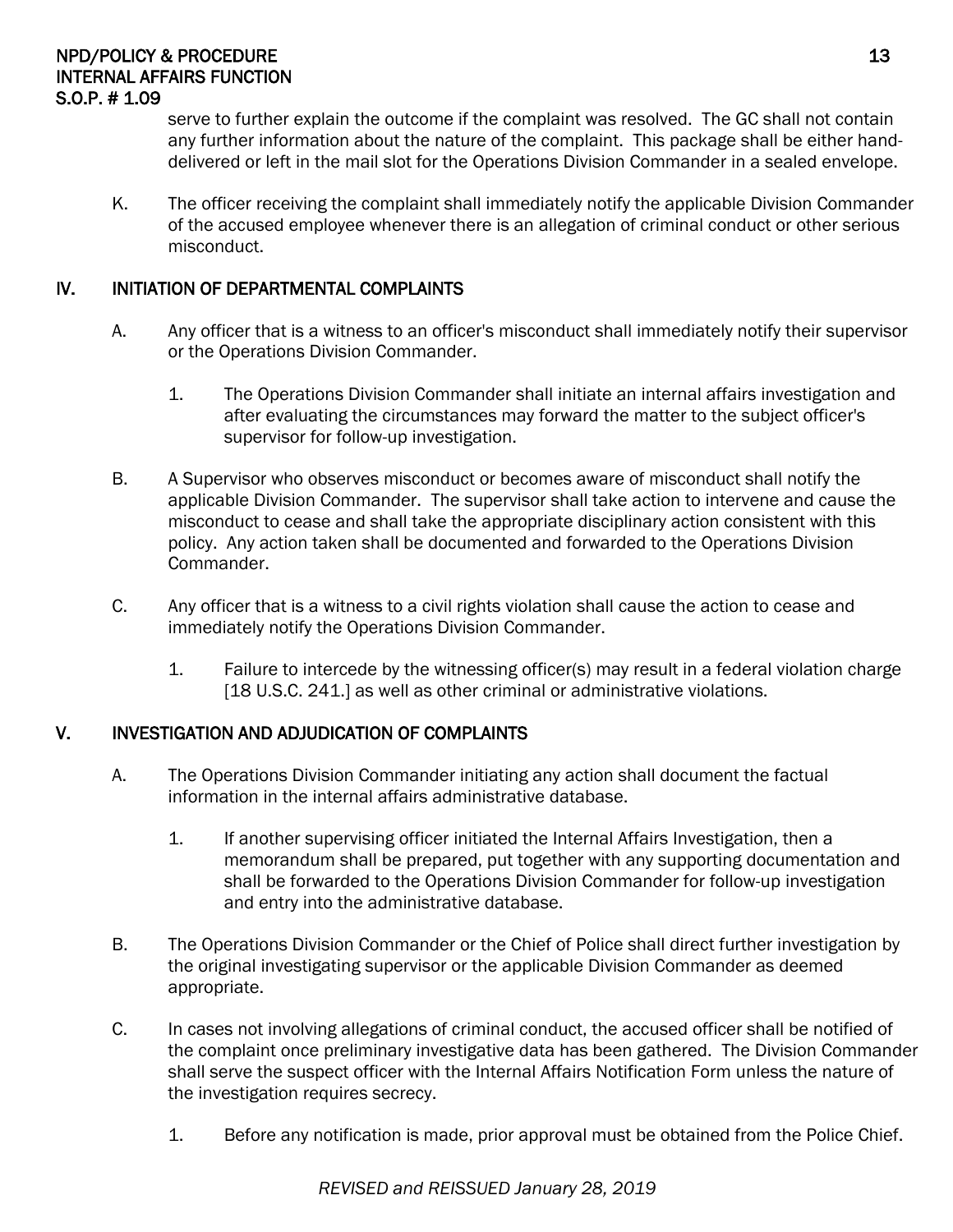serve to further explain the outcome if the complaint was resolved. The GC shall not contain any further information about the nature of the complaint. This package shall be either hand-delivered or left in the mail slot for the Operations Division Commander in a sealed envelope.

K. The officer receiving the complaint shall immediately notify the applicable Division Commander of the accused employee whenever there is an allegation of criminal conduct or other serious misconduct.

## IV. INITIATION OF DEPARTMENTAL COMPLAINTS

A. Any officer that is a witness to an officer's misconduct shall immediately notify their supervisor or the Operations Division Commander.

1. The Operations Division Commander shall initiate an internal affairs investigation and after evaluating the circumstances may forward the matter to the subject officer's supervisor for follow-up investigation.

B. A Supervisor who observes misconduct or becomes aware of misconduct shall notify the applicable Division Commander. The supervisor shall take action to intervene and cause the misconduct to cease and shall take the appropriate disciplinary action consistent with this policy. Any action taken shall be documented and forwarded to the Operations Division Commander.

C. Any officer that is a witness to a civil rights violation shall cause the action to cease and immediately notify the Operations Division Commander.

1. Failure to intercede by the witnessing officer(s) may result in a federal violation charge [18 U.S.C. 241.] as well as other criminal or administrative violations.

## V. INVESTIGATION AND ADJUDICATION OF COMPLAINTS

A. The Operations Division Commander initiating any action shall document the factual information in the internal affairs administrative database.

1. If another supervising officer initiated the Internal Affairs Investigation, then a memorandum shall be prepared, put together with any supporting documentation and shall be forwarded to the Operations Division Commander for follow-up investigation and entry into the administrative database.

B. The Operations Division Commander or the Chief of Police shall direct further investigation by the original investigating supervisor or the applicable Division Commander as deemed appropriate.

C. In cases not involving allegations of criminal conduct, the accused officer shall be notified of the complaint once preliminary investigative data has been gathered. The Division Commander shall serve the suspect officer with the Internal Affairs Notification Form unless the nature of the investigation requires secrecy.

1. Before any notification is made, prior approval must be obtained from the Police Chief.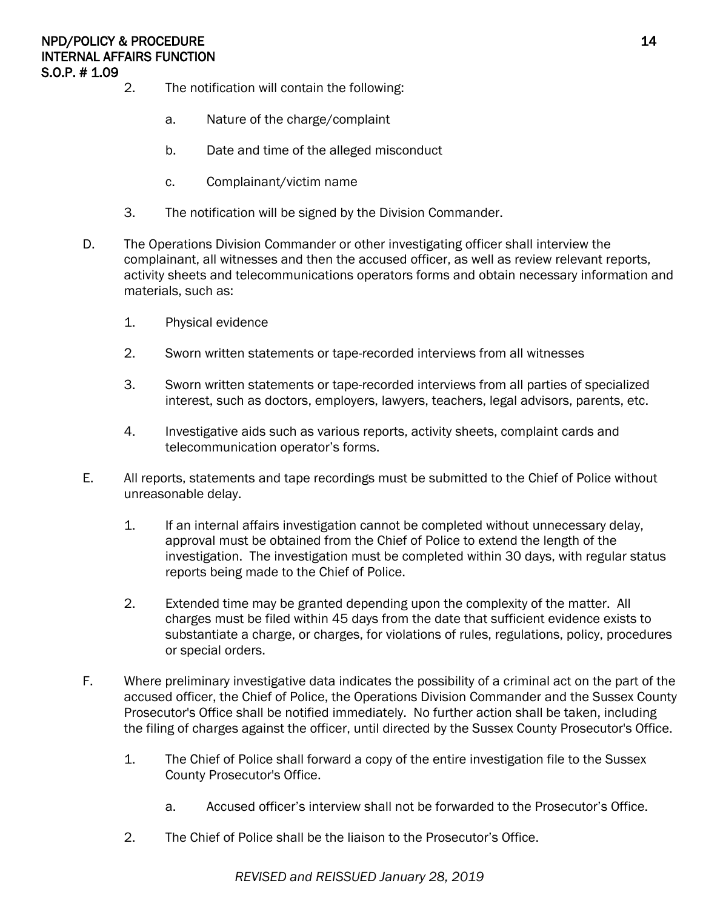2. The notification will contain the following:

    a. Nature of the charge/complaint

    b. Date and time of the alleged misconduct

    c. Complainant/victim name

3. The notification will be signed by the Division Commander.

D. The Operations Division Commander or other investigating officer shall interview the complainant, all witnesses and then the accused officer, as well as review relevant reports, activity sheets and telecommunications operators forms and obtain necessary information and materials, such as:

1. Physical evidence

2. Sworn written statements or tape-recorded interviews from all witnesses

3. Sworn written statements or tape-recorded interviews from all parties of specialized interest, such as doctors, employers, lawyers, teachers, legal advisors, parents, etc.

4. Investigative aids such as various reports, activity sheets, complaint cards and telecommunication operator's forms.

E. All reports, statements and tape recordings must be submitted to the Chief of Police without unreasonable delay.

1. If an internal affairs investigation cannot be completed without unnecessary delay, approval must be obtained from the Chief of Police to extend the length of the investigation. The investigation must be completed within 30 days, with regular status reports being made to the Chief of Police.

2. Extended time may be granted depending upon the complexity of the matter. All charges must be filed within 45 days from the date that sufficient evidence exists to substantiate a charge, or charges, for violations of rules, regulations, policy, procedures or special orders.

F. Where preliminary investigative data indicates the possibility of a criminal act on the part of the accused officer, the Chief of Police, the Operations Division Commander and the Sussex County Prosecutor's Office shall be notified immediately. No further action shall be taken, including the filing of charges against the officer, until directed by the Sussex County Prosecutor's Office.

1. The Chief of Police shall forward a copy of the entire investigation file to the Sussex County Prosecutor's Office.

    a. Accused officer's interview shall not be forwarded to the Prosecutor's Office.

2. The Chief of Police shall be the liaison to the Prosecutor's Office.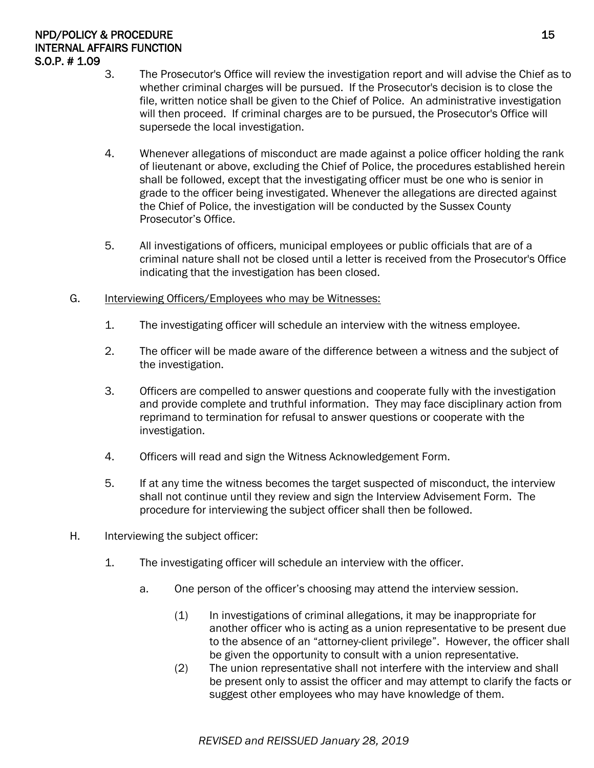3. The Prosecutor's Office will review the investigation report and will advise the Chief as to whether criminal charges will be pursued. If the Prosecutor's decision is to close the file, written notice shall be given to the Chief of Police. An administrative investigation will then proceed. If criminal charges are to be pursued, the Prosecutor's Office will supersede the local investigation.

4. Whenever allegations of misconduct are made against a police officer holding the rank of lieutenant or above, excluding the Chief of Police, the procedures established herein shall be followed, except that the investigating officer must be one who is senior in grade to the officer being investigated. Whenever the allegations are directed against the Chief of Police, the investigation will be conducted by the Sussex County Prosecutor's Office.

5. All investigations of officers, municipal employees or public officials that are of a criminal nature shall not be closed until a letter is received from the Prosecutor's Office indicating that the investigation has been closed.

G. <u>Interviewing Officers/Employees who may be Witnesses:</u>

1. The investigating officer will schedule an interview with the witness employee.

2. The officer will be made aware of the difference between a witness and the subject of the investigation.

3. Officers are compelled to answer questions and cooperate fully with the investigation and provide complete and truthful information. They may face disciplinary action from reprimand to termination for refusal to answer questions or cooperate with the investigation.

4. Officers will read and sign the Witness Acknowledgement Form.

5. If at any time the witness becomes the target suspected of misconduct, the interview shall not continue until they review and sign the Interview Advisement Form. The procedure for interviewing the subject officer shall then be followed.

H. Interviewing the subject officer:

1. The investigating officer will schedule an interview with the officer.

   a. One person of the officer's choosing may attend the interview session.

      (1) In investigations of criminal allegations, it may be inappropriate for another officer who is acting as a union representative to be present due to the absence of an "attorney-client privilege". However, the officer shall be given the opportunity to consult with a union representative.

      (2) The union representative shall not interfere with the interview and shall be present only to assist the officer and may attempt to clarify the facts or suggest other employees who may have knowledge of them.

*REVISED and REISSUED January 28, 2019*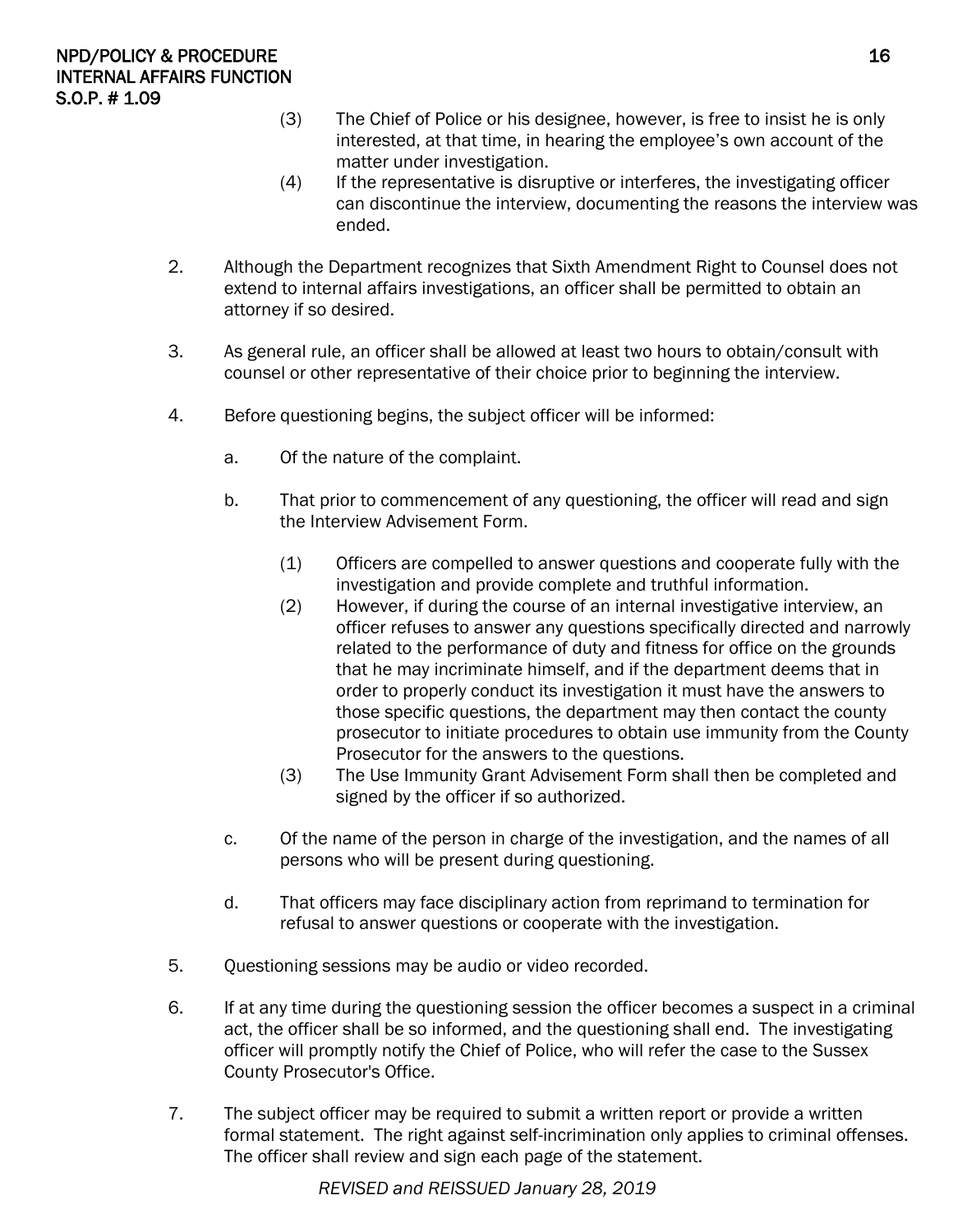(3) The Chief of Police or his designee, however, is free to insist he is only interested, at that time, in hearing the employee's own account of the matter under investigation.

(4) If the representative is disruptive or interferes, the investigating officer can discontinue the interview, documenting the reasons the interview was ended.

2. Although the Department recognizes that Sixth Amendment Right to Counsel does not extend to internal affairs investigations, an officer shall be permitted to obtain an attorney if so desired.

3. As general rule, an officer shall be allowed at least two hours to obtain/consult with counsel or other representative of their choice prior to beginning the interview.

4. Before questioning begins, the subject officer will be informed:

   a. Of the nature of the complaint.

   b. That prior to commencement of any questioning, the officer will read and sign the Interview Advisement Form.

      (1) Officers are compelled to answer questions and cooperate fully with the investigation and provide complete and truthful information.

      (2) However, if during the course of an internal investigative interview, an officer refuses to answer any questions specifically directed and narrowly related to the performance of duty and fitness for office on the grounds that he may incriminate himself, and if the department deems that in order to properly conduct its investigation it must have the answers to those specific questions, the department may then contact the county prosecutor to initiate procedures to obtain use immunity from the County Prosecutor for the answers to the questions.

      (3) The Use Immunity Grant Advisement Form shall then be completed and signed by the officer if so authorized.

   c. Of the name of the person in charge of the investigation, and the names of all persons who will be present during questioning.

   d. That officers may face disciplinary action from reprimand to termination for refusal to answer questions or cooperate with the investigation.

5. Questioning sessions may be audio or video recorded.

6. If at any time during the questioning session the officer becomes a suspect in a criminal act, the officer shall be so informed, and the questioning shall end. The investigating officer will promptly notify the Chief of Police, who will refer the case to the Sussex County Prosecutor's Office.

7. The subject officer may be required to submit a written report or provide a written formal statement. The right against self-incrimination only applies to criminal offenses. The officer shall review and sign each page of the statement.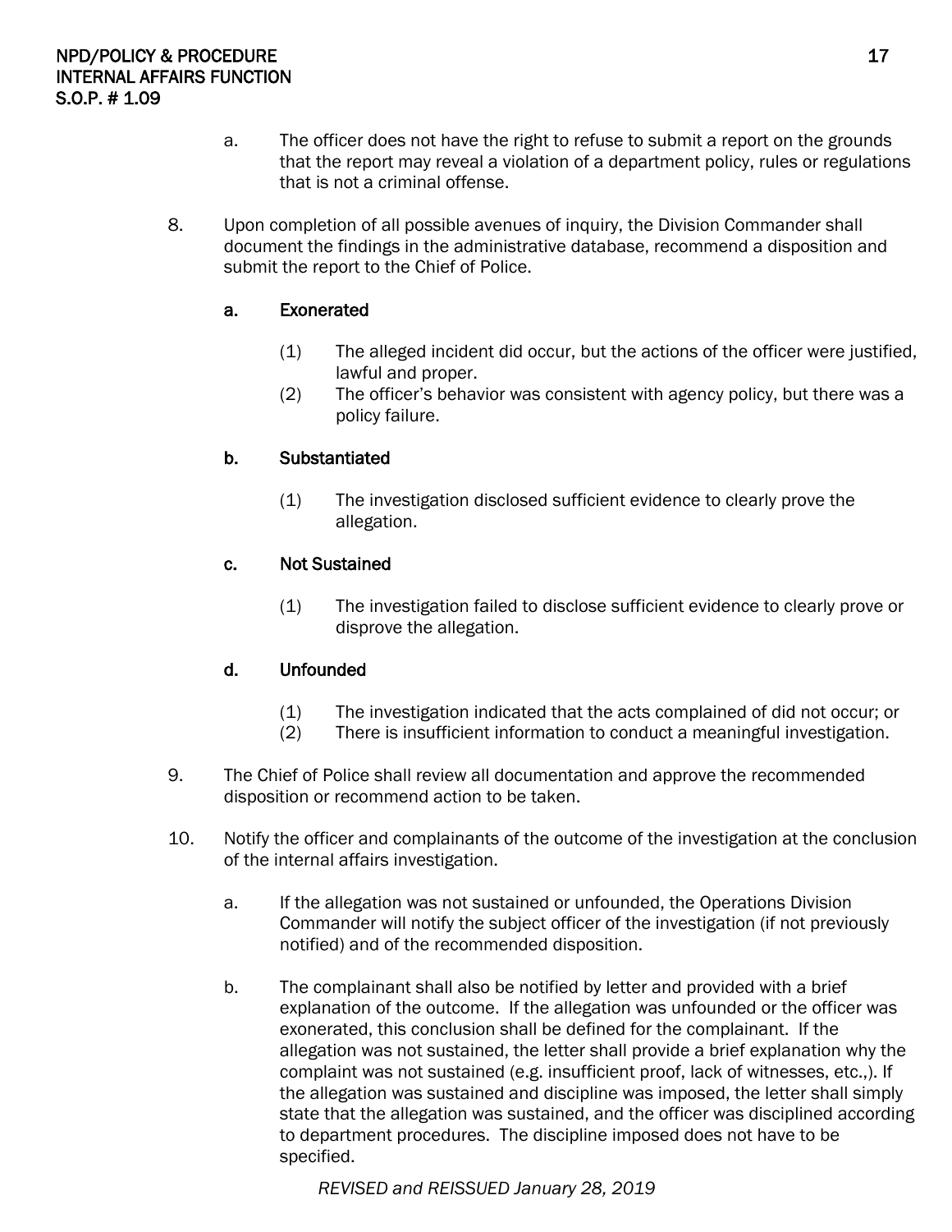a. The officer does not have the right to refuse to submit a report on the grounds that the report may reveal a violation of a department policy, rules or regulations that is not a criminal offense.

8. Upon completion of all possible avenues of inquiry, the Division Commander shall document the findings in the administrative database, recommend a disposition and submit the report to the Chief of Police.

   **a. Exonerated**

   (1) The alleged incident did occur, but the actions of the officer were justified, lawful and proper.
   (2) The officer's behavior was consistent with agency policy, but there was a policy failure.

   **b. Substantiated**

   (1) The investigation disclosed sufficient evidence to clearly prove the allegation.

   **c. Not Sustained**

   (1) The investigation failed to disclose sufficient evidence to clearly prove or disprove the allegation.

   **d. Unfounded**

   (1) The investigation indicated that the acts complained of did not occur; or
   (2) There is insufficient information to conduct a meaningful investigation.

9. The Chief of Police shall review all documentation and approve the recommended disposition or recommend action to be taken.

10. Notify the officer and complainants of the outcome of the investigation at the conclusion of the internal affairs investigation.

    a. If the allegation was not sustained or unfounded, the Operations Division Commander will notify the subject officer of the investigation (if not previously notified) and of the recommended disposition.

    b. The complainant shall also be notified by letter and provided with a brief explanation of the outcome. If the allegation was unfounded or the officer was exonerated, this conclusion shall be defined for the complainant. If the allegation was not sustained, the letter shall provide a brief explanation why the complaint was not sustained (e.g. insufficient proof, lack of witnesses, etc.,). If the allegation was sustained and discipline was imposed, the letter shall simply state that the allegation was sustained, and the officer was disciplined according to department procedures. The discipline imposed does not have to be specified.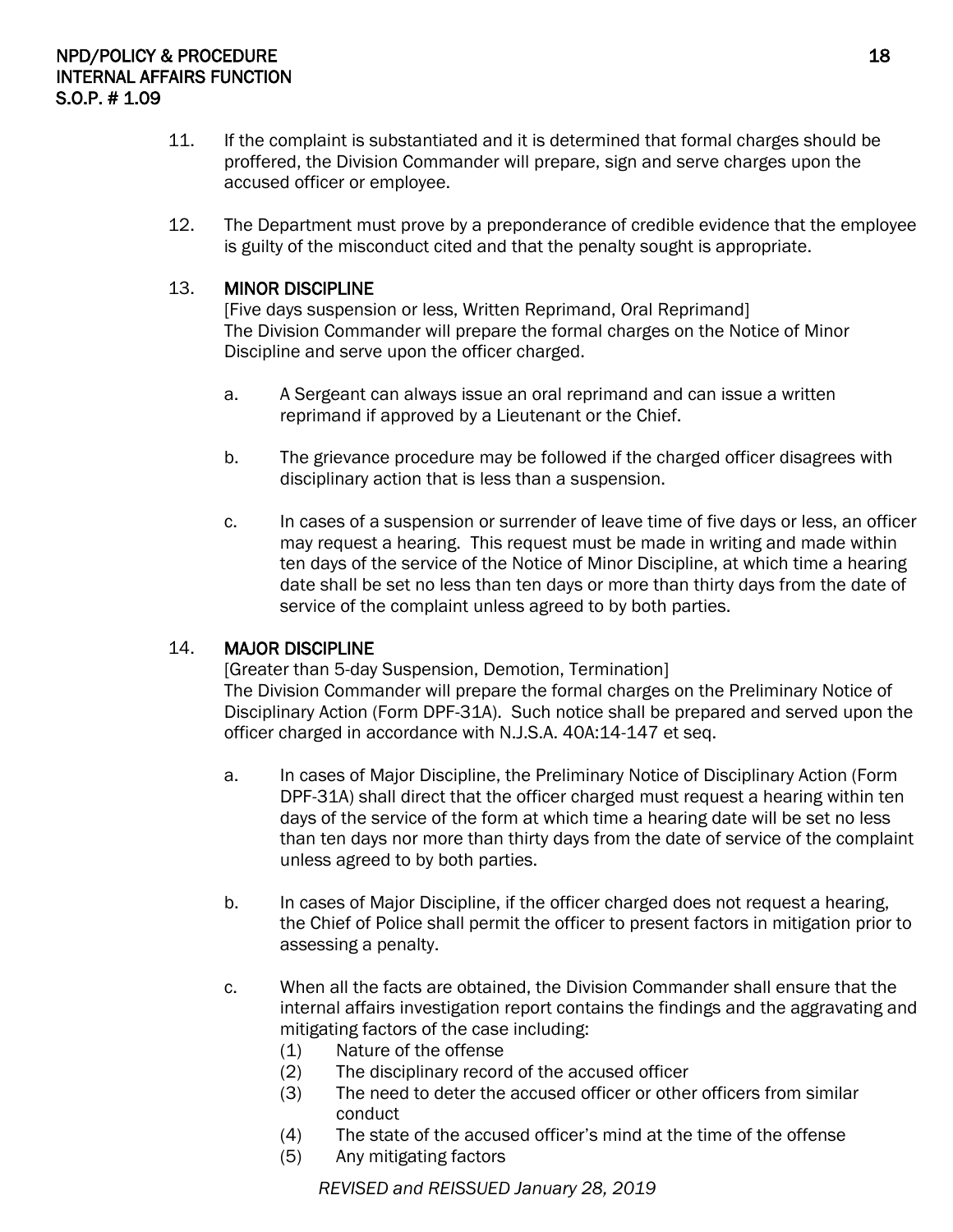11. If the complaint is substantiated and it is determined that formal charges should be proffered, the Division Commander will prepare, sign and serve charges upon the accused officer or employee.

12. The Department must prove by a preponderance of credible evidence that the employee is guilty of the misconduct cited and that the penalty sought is appropriate.

13. **MINOR DISCIPLINE**
    [Five days suspension or less, Written Reprimand, Oral Reprimand]
    The Division Commander will prepare the formal charges on the Notice of Minor Discipline and serve upon the officer charged.

    a. A Sergeant can always issue an oral reprimand and can issue a written reprimand if approved by a Lieutenant or the Chief.

    b. The grievance procedure may be followed if the charged officer disagrees with disciplinary action that is less than a suspension.

    c. In cases of a suspension or surrender of leave time of five days or less, an officer may request a hearing. This request must be made in writing and made within ten days of the service of the Notice of Minor Discipline, at which time a hearing date shall be set no less than ten days or more than thirty days from the date of service of the complaint unless agreed to by both parties.

14. **MAJOR DISCIPLINE**
    [Greater than 5-day Suspension, Demotion, Termination]
    The Division Commander will prepare the formal charges on the Preliminary Notice of Disciplinary Action (Form DPF-31A). Such notice shall be prepared and served upon the officer charged in accordance with N.J.S.A. 40A:14-147 et seq.

    a. In cases of Major Discipline, the Preliminary Notice of Disciplinary Action (Form DPF-31A) shall direct that the officer charged must request a hearing within ten days of the service of the form at which time a hearing date will be set no less than ten days nor more than thirty days from the date of service of the complaint unless agreed to by both parties.

    b. In cases of Major Discipline, if the officer charged does not request a hearing, the Chief of Police shall permit the officer to present factors in mitigation prior to assessing a penalty.

    c. When all the facts are obtained, the Division Commander shall ensure that the internal affairs investigation report contains the findings and the aggravating and mitigating factors of the case including:
        (1) Nature of the offense
        (2) The disciplinary record of the accused officer
        (3) The need to deter the accused officer or other officers from similar conduct
        (4) The state of the accused officer's mind at the time of the offense
        (5) Any mitigating factors

*REVISED and REISSUED January 28, 2019*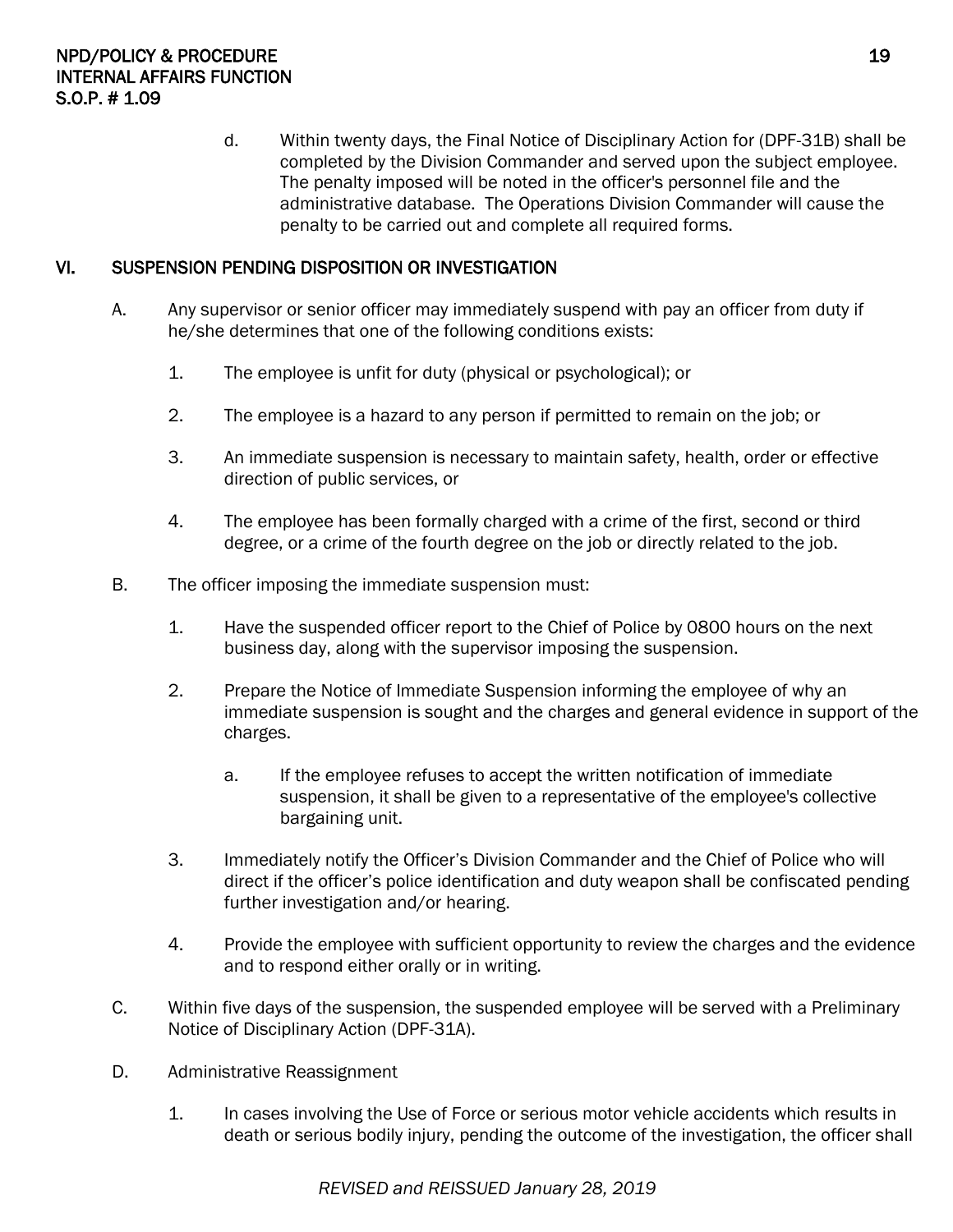d. Within twenty days, the Final Notice of Disciplinary Action for (DPF-31B) shall be completed by the Division Commander and served upon the subject employee. The penalty imposed will be noted in the officer's personnel file and the administrative database. The Operations Division Commander will cause the penalty to be carried out and complete all required forms.

## VI. SUSPENSION PENDING DISPOSITION OR INVESTIGATION

A. Any supervisor or senior officer may immediately suspend with pay an officer from duty if he/she determines that one of the following conditions exists:

1. The employee is unfit for duty (physical or psychological); or

2. The employee is a hazard to any person if permitted to remain on the job; or

3. An immediate suspension is necessary to maintain safety, health, order or effective direction of public services, or

4. The employee has been formally charged with a crime of the first, second or third degree, or a crime of the fourth degree on the job or directly related to the job.

B. The officer imposing the immediate suspension must:

1. Have the suspended officer report to the Chief of Police by 0800 hours on the next business day, along with the supervisor imposing the suspension.

2. Prepare the Notice of Immediate Suspension informing the employee of why an immediate suspension is sought and the charges and general evidence in support of the charges.

   a. If the employee refuses to accept the written notification of immediate suspension, it shall be given to a representative of the employee's collective bargaining unit.

3. Immediately notify the Officer's Division Commander and the Chief of Police who will direct if the officer's police identification and duty weapon shall be confiscated pending further investigation and/or hearing.

4. Provide the employee with sufficient opportunity to review the charges and the evidence and to respond either orally or in writing.

C. Within five days of the suspension, the suspended employee will be served with a Preliminary Notice of Disciplinary Action (DPF-31A).

D. Administrative Reassignment

1. In cases involving the Use of Force or serious motor vehicle accidents which results in death or serious bodily injury, pending the outcome of the investigation, the officer shall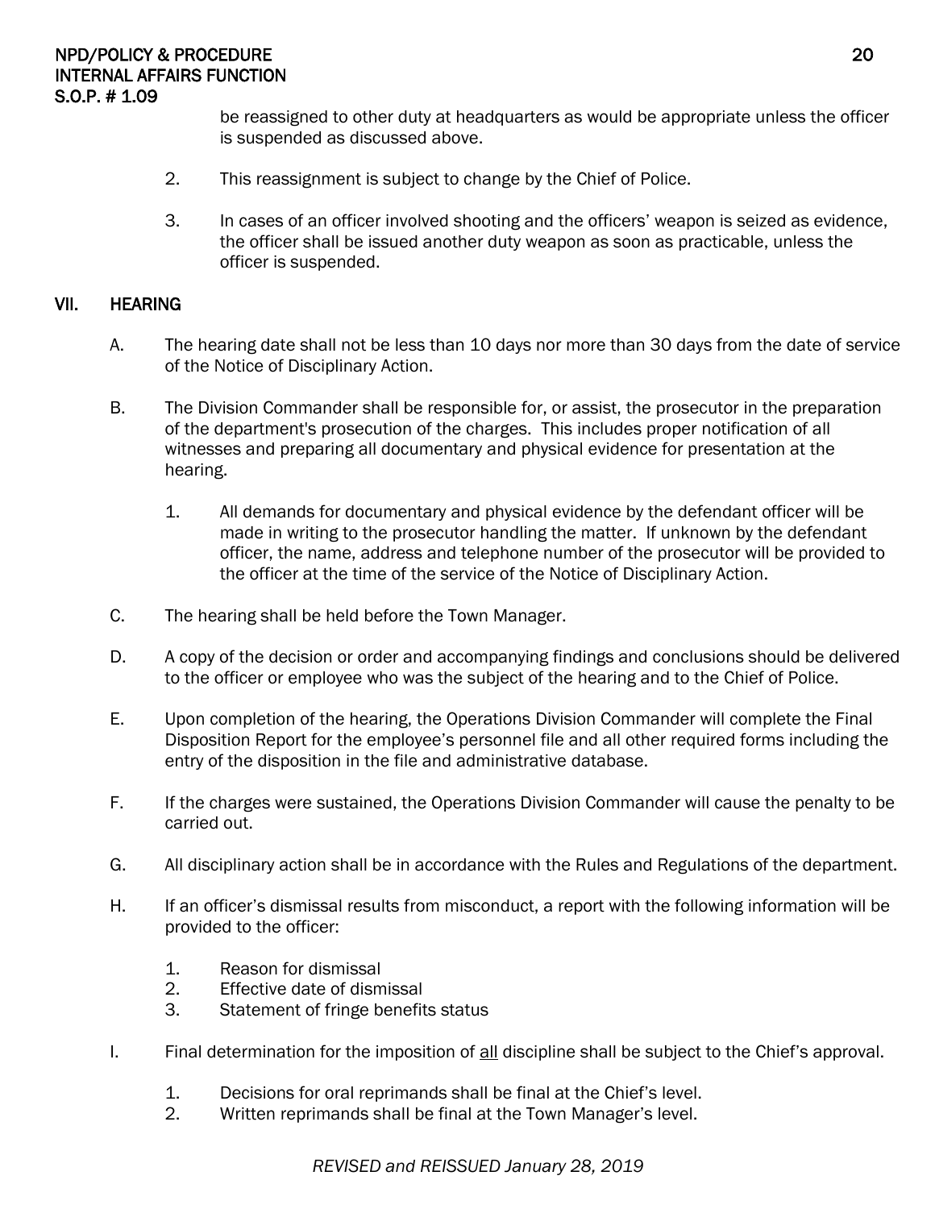be reassigned to other duty at headquarters as would be appropriate unless the officer is suspended as discussed above.

2. This reassignment is subject to change by the Chief of Police.

3. In cases of an officer involved shooting and the officers' weapon is seized as evidence, the officer shall be issued another duty weapon as soon as practicable, unless the officer is suspended.

## VII. HEARING

A. The hearing date shall not be less than 10 days nor more than 30 days from the date of service of the Notice of Disciplinary Action.

B. The Division Commander shall be responsible for, or assist, the prosecutor in the preparation of the department's prosecution of the charges. This includes proper notification of all witnesses and preparing all documentary and physical evidence for presentation at the hearing.

   1. All demands for documentary and physical evidence by the defendant officer will be made in writing to the prosecutor handling the matter. If unknown by the defendant officer, the name, address and telephone number of the prosecutor will be provided to the officer at the time of the service of the Notice of Disciplinary Action.

C. The hearing shall be held before the Town Manager.

D. A copy of the decision or order and accompanying findings and conclusions should be delivered to the officer or employee who was the subject of the hearing and to the Chief of Police.

E. Upon completion of the hearing, the Operations Division Commander will complete the Final Disposition Report for the employee's personnel file and all other required forms including the entry of the disposition in the file and administrative database.

F. If the charges were sustained, the Operations Division Commander will cause the penalty to be carried out.

G. All disciplinary action shall be in accordance with the Rules and Regulations of the department.

H. If an officer's dismissal results from misconduct, a report with the following information will be provided to the officer:

   1. Reason for dismissal
   2. Effective date of dismissal
   3. Statement of fringe benefits status

I. Final determination for the imposition of <u>all</u> discipline shall be subject to the Chief's approval.

   1. Decisions for oral reprimands shall be final at the Chief's level.
   2. Written reprimands shall be final at the Town Manager's level.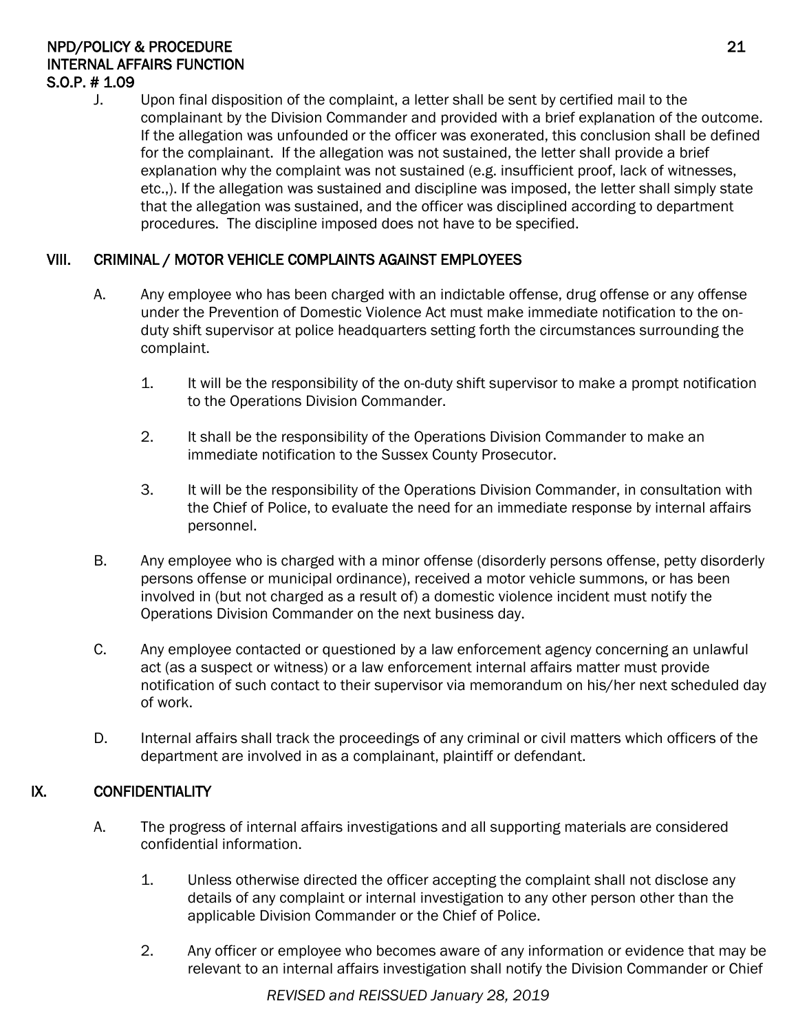J. Upon final disposition of the complaint, a letter shall be sent by certified mail to the complainant by the Division Commander and provided with a brief explanation of the outcome. If the allegation was unfounded or the officer was exonerated, this conclusion shall be defined for the complainant. If the allegation was not sustained, the letter shall provide a brief explanation why the complaint was not sustained (e.g. insufficient proof, lack of witnesses, etc.,). If the allegation was sustained and discipline was imposed, the letter shall simply state that the allegation was sustained, and the officer was disciplined according to department procedures. The discipline imposed does not have to be specified.

## VIII. CRIMINAL / MOTOR VEHICLE COMPLAINTS AGAINST EMPLOYEES

A. Any employee who has been charged with an indictable offense, drug offense or any offense under the Prevention of Domestic Violence Act must make immediate notification to the on-duty shift supervisor at police headquarters setting forth the circumstances surrounding the complaint.

   1. It will be the responsibility of the on-duty shift supervisor to make a prompt notification to the Operations Division Commander.

   2. It shall be the responsibility of the Operations Division Commander to make an immediate notification to the Sussex County Prosecutor.

   3. It will be the responsibility of the Operations Division Commander, in consultation with the Chief of Police, to evaluate the need for an immediate response by internal affairs personnel.

B. Any employee who is charged with a minor offense (disorderly persons offense, petty disorderly persons offense or municipal ordinance), received a motor vehicle summons, or has been involved in (but not charged as a result of) a domestic violence incident must notify the Operations Division Commander on the next business day.

C. Any employee contacted or questioned by a law enforcement agency concerning an unlawful act (as a suspect or witness) or a law enforcement internal affairs matter must provide notification of such contact to their supervisor via memorandum on his/her next scheduled day of work.

D. Internal affairs shall track the proceedings of any criminal or civil matters which officers of the department are involved in as a complainant, plaintiff or defendant.

## IX. CONFIDENTIALITY

A. The progress of internal affairs investigations and all supporting materials are considered confidential information.

   1. Unless otherwise directed the officer accepting the complaint shall not disclose any details of any complaint or internal investigation to any other person other than the applicable Division Commander or the Chief of Police.

   2. Any officer or employee who becomes aware of any information or evidence that may be relevant to an internal affairs investigation shall notify the Division Commander or Chief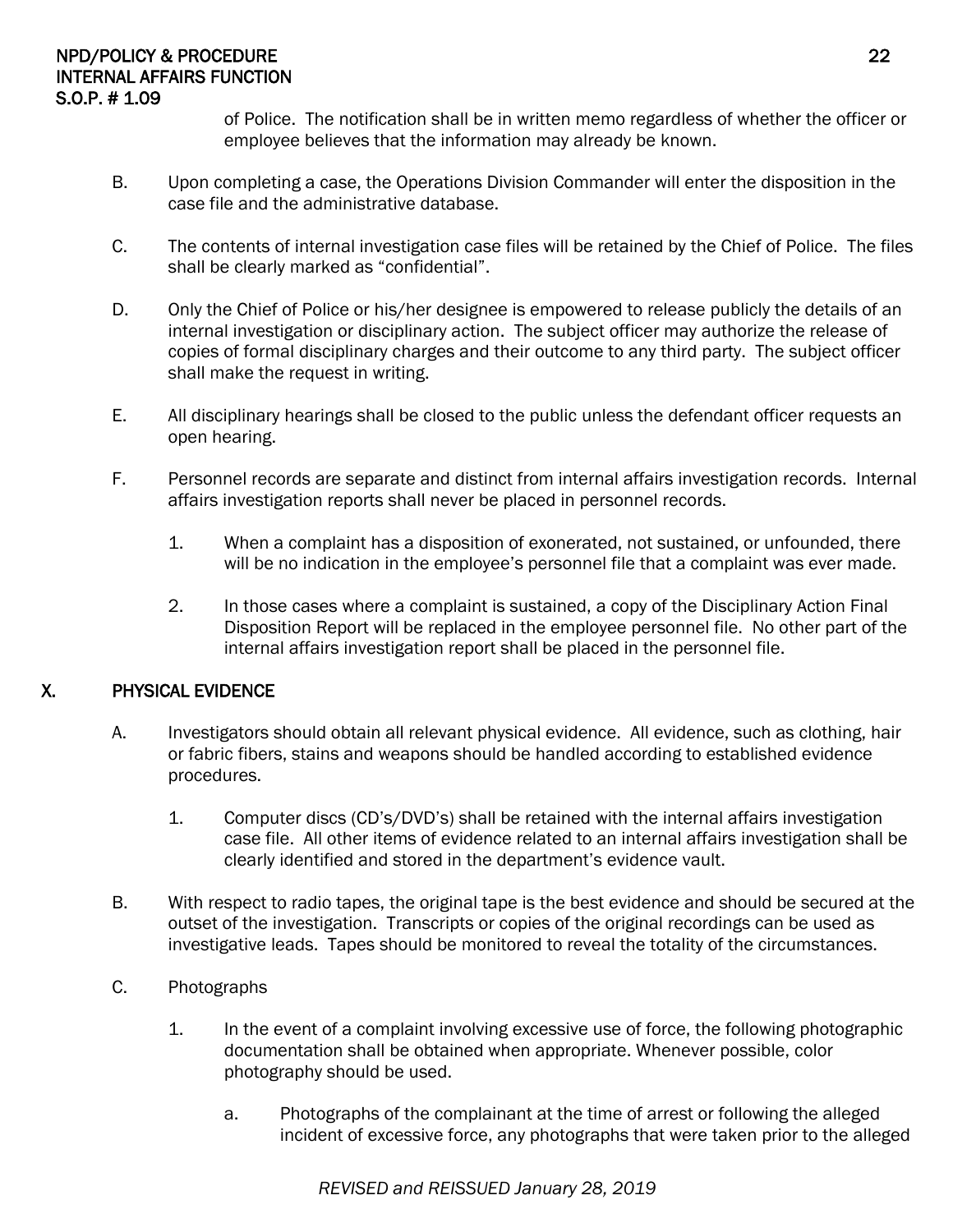of Police. The notification shall be in written memo regardless of whether the officer or employee believes that the information may already be known.

B. Upon completing a case, the Operations Division Commander will enter the disposition in the case file and the administrative database.

C. The contents of internal investigation case files will be retained by the Chief of Police. The files shall be clearly marked as "confidential".

D. Only the Chief of Police or his/her designee is empowered to release publicly the details of an internal investigation or disciplinary action. The subject officer may authorize the release of copies of formal disciplinary charges and their outcome to any third party. The subject officer shall make the request in writing.

E. All disciplinary hearings shall be closed to the public unless the defendant officer requests an open hearing.

F. Personnel records are separate and distinct from internal affairs investigation records. Internal affairs investigation reports shall never be placed in personnel records.

1. When a complaint has a disposition of exonerated, not sustained, or unfounded, there will be no indication in the employee's personnel file that a complaint was ever made.

2. In those cases where a complaint is sustained, a copy of the Disciplinary Action Final Disposition Report will be replaced in the employee personnel file. No other part of the internal affairs investigation report shall be placed in the personnel file.

## X. PHYSICAL EVIDENCE

A. Investigators should obtain all relevant physical evidence. All evidence, such as clothing, hair or fabric fibers, stains and weapons should be handled according to established evidence procedures.

1. Computer discs (CD's/DVD's) shall be retained with the internal affairs investigation case file. All other items of evidence related to an internal affairs investigation shall be clearly identified and stored in the department's evidence vault.

B. With respect to radio tapes, the original tape is the best evidence and should be secured at the outset of the investigation. Transcripts or copies of the original recordings can be used as investigative leads. Tapes should be monitored to reveal the totality of the circumstances.

C. Photographs

1. In the event of a complaint involving excessive use of force, the following photographic documentation shall be obtained when appropriate. Whenever possible, color photography should be used.

a. Photographs of the complainant at the time of arrest or following the alleged incident of excessive force, any photographs that were taken prior to the alleged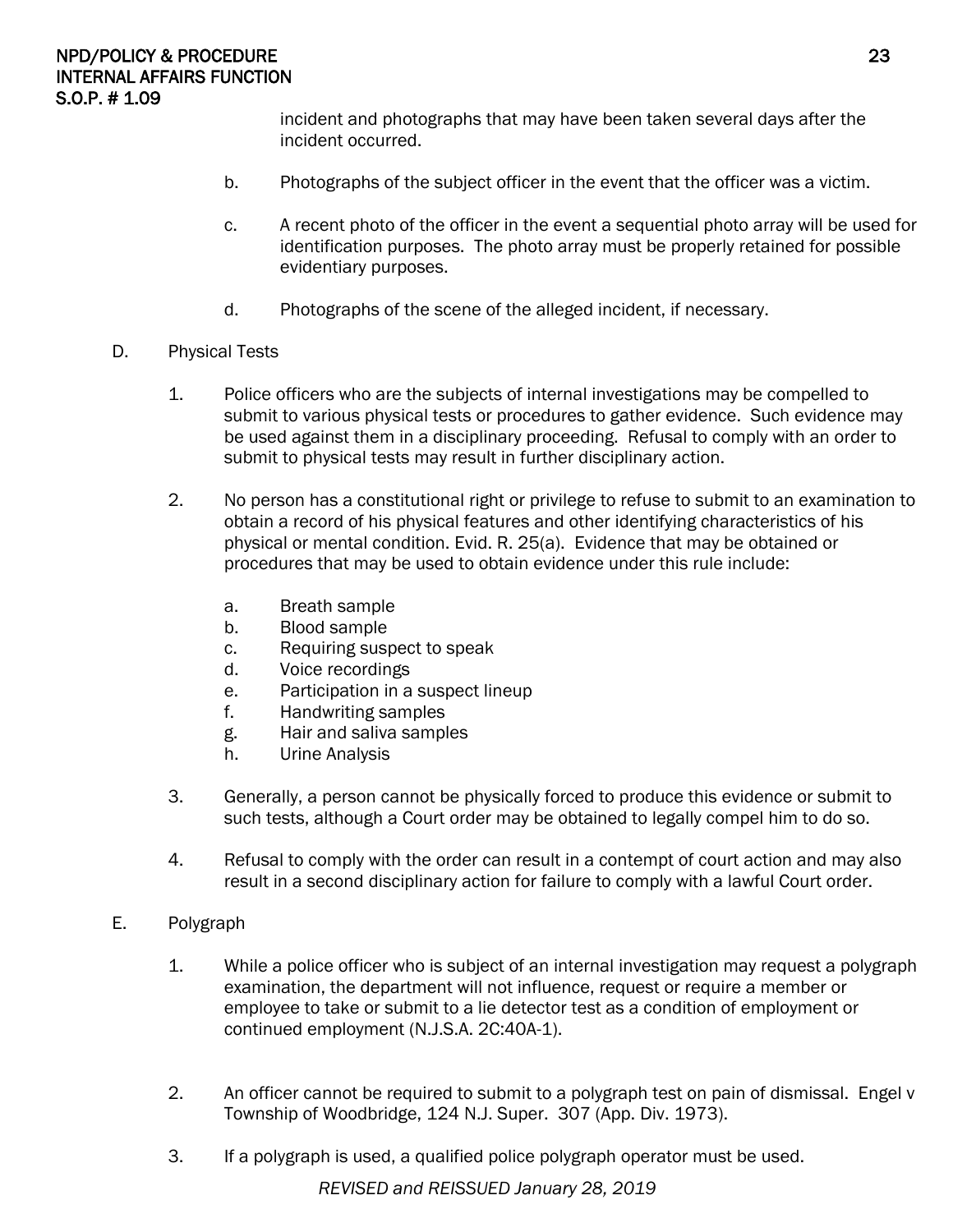incident and photographs that may have been taken several days after the incident occurred.

b. Photographs of the subject officer in the event that the officer was a victim.

c. A recent photo of the officer in the event a sequential photo array will be used for identification purposes. The photo array must be properly retained for possible evidentiary purposes.

d. Photographs of the scene of the alleged incident, if necessary.

D. Physical Tests

1. Police officers who are the subjects of internal investigations may be compelled to submit to various physical tests or procedures to gather evidence. Such evidence may be used against them in a disciplinary proceeding. Refusal to comply with an order to submit to physical tests may result in further disciplinary action.

2. No person has a constitutional right or privilege to refuse to submit to an examination to obtain a record of his physical features and other identifying characteristics of his physical or mental condition. Evid. R. 25(a). Evidence that may be obtained or procedures that may be used to obtain evidence under this rule include:

   a. Breath sample
   b. Blood sample
   c. Requiring suspect to speak
   d. Voice recordings
   e. Participation in a suspect lineup
   f. Handwriting samples
   g. Hair and saliva samples
   h. Urine Analysis

3. Generally, a person cannot be physically forced to produce this evidence or submit to such tests, although a Court order may be obtained to legally compel him to do so.

4. Refusal to comply with the order can result in a contempt of court action and may also result in a second disciplinary action for failure to comply with a lawful Court order.

E. Polygraph

1. While a police officer who is subject of an internal investigation may request a polygraph examination, the department will not influence, request or require a member or employee to take or submit to a lie detector test as a condition of employment or continued employment (N.J.S.A. 2C:40A-1).

2. An officer cannot be required to submit to a polygraph test on pain of dismissal. Engel v Township of Woodbridge, 124 N.J. Super. 307 (App. Div. 1973).

3. If a polygraph is used, a qualified police polygraph operator must be used.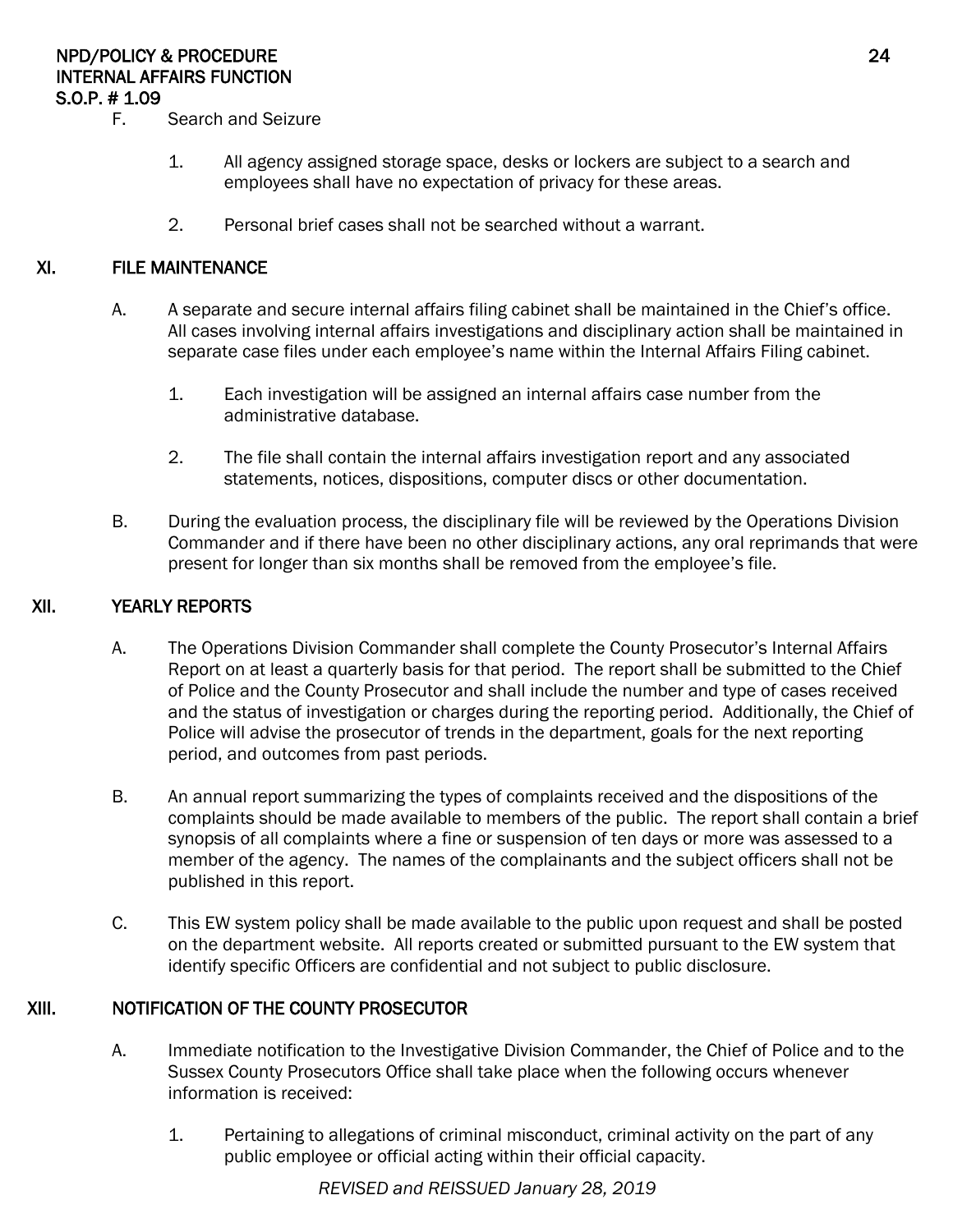F. Search and Seizure

1. All agency assigned storage space, desks or lockers are subject to a search and employees shall have no expectation of privacy for these areas.

2. Personal brief cases shall not be searched without a warrant.

## XI. FILE MAINTENANCE

A. A separate and secure internal affairs filing cabinet shall be maintained in the Chief's office. All cases involving internal affairs investigations and disciplinary action shall be maintained in separate case files under each employee's name within the Internal Affairs Filing cabinet.

1. Each investigation will be assigned an internal affairs case number from the administrative database.

2. The file shall contain the internal affairs investigation report and any associated statements, notices, dispositions, computer discs or other documentation.

B. During the evaluation process, the disciplinary file will be reviewed by the Operations Division Commander and if there have been no other disciplinary actions, any oral reprimands that were present for longer than six months shall be removed from the employee's file.

## XII. YEARLY REPORTS

A. The Operations Division Commander shall complete the County Prosecutor's Internal Affairs Report on at least a quarterly basis for that period. The report shall be submitted to the Chief of Police and the County Prosecutor and shall include the number and type of cases received and the status of investigation or charges during the reporting period. Additionally, the Chief of Police will advise the prosecutor of trends in the department, goals for the next reporting period, and outcomes from past periods.

B. An annual report summarizing the types of complaints received and the dispositions of the complaints should be made available to members of the public. The report shall contain a brief synopsis of all complaints where a fine or suspension of ten days or more was assessed to a member of the agency. The names of the complainants and the subject officers shall not be published in this report.

C. This EW system policy shall be made available to the public upon request and shall be posted on the department website. All reports created or submitted pursuant to the EW system that identify specific Officers are confidential and not subject to public disclosure.

## XIII. NOTIFICATION OF THE COUNTY PROSECUTOR

A. Immediate notification to the Investigative Division Commander, the Chief of Police and to the Sussex County Prosecutors Office shall take place when the following occurs whenever information is received:

1. Pertaining to allegations of criminal misconduct, criminal activity on the part of any public employee or official acting within their official capacity.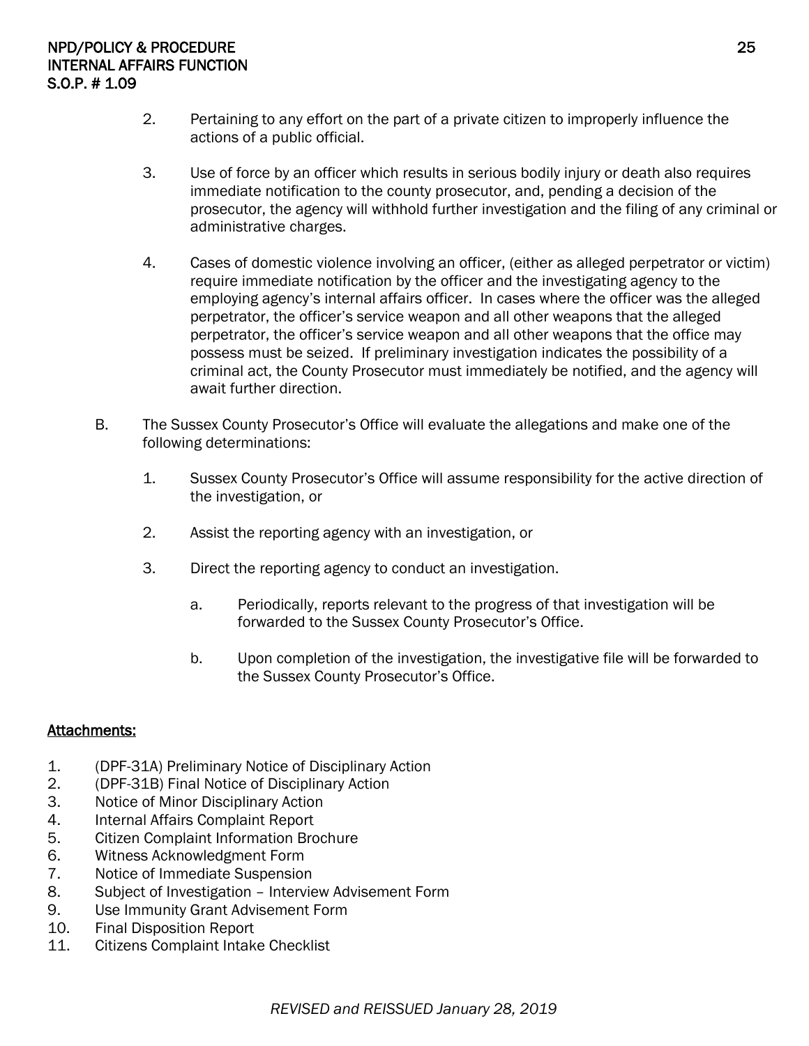2. Pertaining to any effort on the part of a private citizen to improperly influence the actions of a public official.

3. Use of force by an officer which results in serious bodily injury or death also requires immediate notification to the county prosecutor, and, pending a decision of the prosecutor, the agency will withhold further investigation and the filing of any criminal or administrative charges.

4. Cases of domestic violence involving an officer, (either as alleged perpetrator or victim) require immediate notification by the officer and the investigating agency to the employing agency's internal affairs officer. In cases where the officer was the alleged perpetrator, the officer's service weapon and all other weapons that the alleged perpetrator, the officer's service weapon and all other weapons that the office may possess must be seized. If preliminary investigation indicates the possibility of a criminal act, the County Prosecutor must immediately be notified, and the agency will await further direction.

B. The Sussex County Prosecutor's Office will evaluate the allegations and make one of the following determinations:

1. Sussex County Prosecutor's Office will assume responsibility for the active direction of the investigation, or

2. Assist the reporting agency with an investigation, or

3. Direct the reporting agency to conduct an investigation.

   a. Periodically, reports relevant to the progress of that investigation will be forwarded to the Sussex County Prosecutor's Office.

   b. Upon completion of the investigation, the investigative file will be forwarded to the Sussex County Prosecutor's Office.

<u>Attachments:</u>

1. (DPF-31A) Preliminary Notice of Disciplinary Action
2. (DPF-31B) Final Notice of Disciplinary Action
3. Notice of Minor Disciplinary Action
4. Internal Affairs Complaint Report
5. Citizen Complaint Information Brochure
6. Witness Acknowledgment Form
7. Notice of Immediate Suspension
8. Subject of Investigation – Interview Advisement Form
9. Use Immunity Grant Advisement Form
10. Final Disposition Report
11. Citizens Complaint Intake Checklist

*REVISED and REISSUED January 28, 2019*